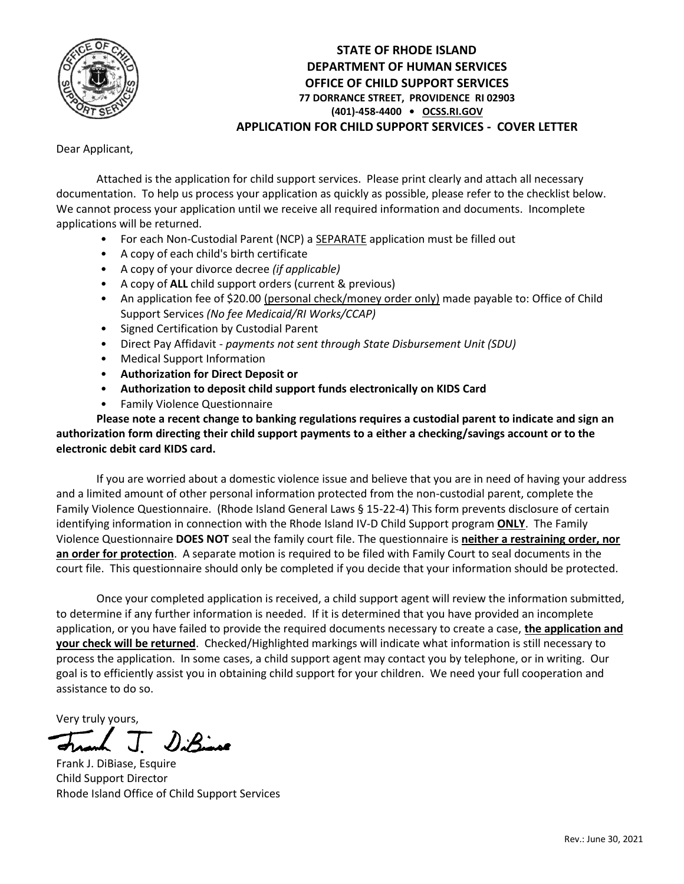**STATE OF RHODE ISLAND**
**DEPARTMENT OF HUMAN SERVICES**
**OFFICE OF CHILD SUPPORT SERVICES**
**77 DORRANCE STREET, PROVIDENCE RI 02903**
**(401)-458-4400 • OCSS.RI.GOV**

# APPLICATION FOR CHILD SUPPORT SERVICES - COVER LETTER

Dear Applicant,

Attached is the application for child support services. Please print clearly and attach all necessary documentation. To help us process your application as quickly as possible, please refer to the checklist below. We cannot process your application until we receive all required information and documents. Incomplete applications will be returned.

- For each Non-Custodial Parent (NCP) a SEPARATE application must be filled out
- A copy of each child's birth certificate
- A copy of your divorce decree *(if applicable)*
- A copy of **ALL** child support orders (current & previous)
- An application fee of $20.00 (personal check/money order only) made payable to: Office of Child Support Services *(No fee Medicaid/RI Works/CCAP)*
- Signed Certification by Custodial Parent
- Direct Pay Affidavit - *payments not sent through State Disbursement Unit (SDU)*
- Medical Support Information
- **Authorization for Direct Deposit or**
- **Authorization to deposit child support funds electronically on KIDS Card**
- Family Violence Questionnaire

**Please note a recent change to banking regulations requires a custodial parent to indicate and sign an authorization form directing their child support payments to a either a checking/savings account or to the electronic debit card KIDS card.**

If you are worried about a domestic violence issue and believe that you are in need of having your address and a limited amount of other personal information protected from the non-custodial parent, complete the Family Violence Questionnaire. (Rhode Island General Laws § 15-22-4) This form prevents disclosure of certain identifying information in connection with the Rhode Island IV-D Child Support program **ONLY**. The Family Violence Questionnaire **DOES NOT** seal the family court file. The questionnaire is **neither a restraining order, nor an order for protection**. A separate motion is required to be filed with Family Court to seal documents in the court file. This questionnaire should only be completed if you decide that your information should be protected.

Once your completed application is received, a child support agent will review the information submitted, to determine if any further information is needed. If it is determined that you have provided an incomplete application, or you have failed to provide the required documents necessary to create a case, **the application and your check will be returned**. Checked/Highlighted markings will indicate what information is still necessary to process the application. In some cases, a child support agent may contact you by telephone, or in writing. Our goal is to efficiently assist you in obtaining child support for your children. We need your full cooperation and assistance to do so.

Very truly yours,

Frank J. DiBiase

Frank J. DiBiase, Esquire
Child Support Director
Rhode Island Office of Child Support Services

Rev.: June 30, 2021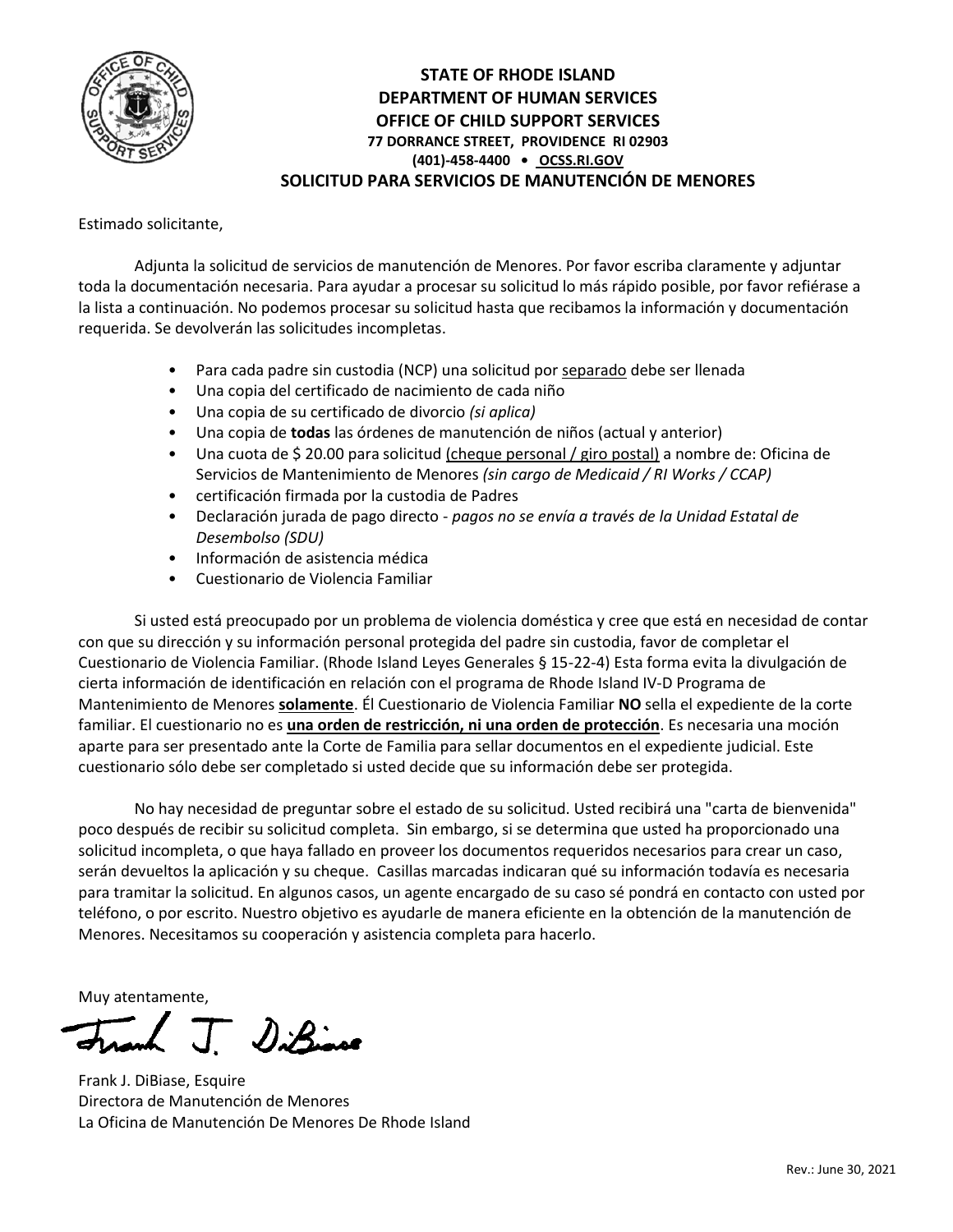# STATE OF RHODE ISLAND
## DEPARTMENT OF HUMAN SERVICES
## OFFICE OF CHILD SUPPORT SERVICES

**77 DORRANCE STREET, PROVIDENCE RI 02903**
**(401)-458-4400 • OCSS.RI.GOV**

## SOLICITUD PARA SERVICIOS DE MANUTENCIÓN DE MENORES

Estimado solicitante,

Adjunta la solicitud de servicios de manutención de Menores. Por favor escriba claramente y adjuntar toda la documentación necesaria. Para ayudar a procesar su solicitud lo más rápido posible, por favor refiérase a la lista a continuación. No podemos procesar su solicitud hasta que recibamos la información y documentación requerida. Se devolverán las solicitudes incompletas.

- Para cada padre sin custodia (NCP) una solicitud por separado debe ser llenada
- Una copia del certificado de nacimiento de cada niño
- Una copia de su certificado de divorcio *(si aplica)*
- Una copia de **todas** las órdenes de manutención de niños (actual y anterior)
- Una cuota de $ 20.00 para solicitud (cheque personal / giro postal) a nombre de: Oficina de Servicios de Mantenimiento de Menores *(sin cargo de Medicaid / RI Works / CCAP)*
- certificación firmada por la custodia de Padres
- Declaración jurada de pago directo - *pagos no se envía a través de la Unidad Estatal de Desembolso (SDU)*
- Información de asistencia médica
- Cuestionario de Violencia Familiar

Si usted está preocupado por un problema de violencia doméstica y cree que está en necesidad de contar con que su dirección y su información personal protegida del padre sin custodia, favor de completar el Cuestionario de Violencia Familiar. (Rhode Island Leyes Generales § 15-22-4) Esta forma evita la divulgación de cierta información de identificación en relación con el programa de Rhode Island IV-D Programa de Mantenimiento de Menores **solamente**. Él Cuestionario de Violencia Familiar **NO** sella el expediente de la corte familiar. El cuestionario no es **una orden de restricción, ni una orden de protección**. Es necesaria una moción aparte para ser presentado ante la Corte de Familia para sellar documentos en el expediente judicial. Este cuestionario sólo debe ser completado si usted decide que su información debe ser protegida.

No hay necesidad de preguntar sobre el estado de su solicitud. Usted recibirá una "carta de bienvenida" poco después de recibir su solicitud completa. Sin embargo, si se determina que usted ha proporcionado una solicitud incompleta, o que haya fallado en proveer los documentos requeridos necesarios para crear un caso, serán devueltos la aplicación y su cheque. Casillas marcadas indicaran qué su información todavía es necesaria para tramitar la solicitud. En algunos casos, un agente encargado de su caso sé pondrá en contacto con usted por teléfono, o por escrito. Nuestro objetivo es ayudarle de manera eficiente en la obtención de la manutención de Menores. Necesitamos su cooperación y asistencia completa para hacerlo.

Muy atentamente,

Frank J. DiBiase, Esquire
Directora de Manutención de Menores
La Oficina de Manutención De Menores De Rhode Island

Rev.: June 30, 2021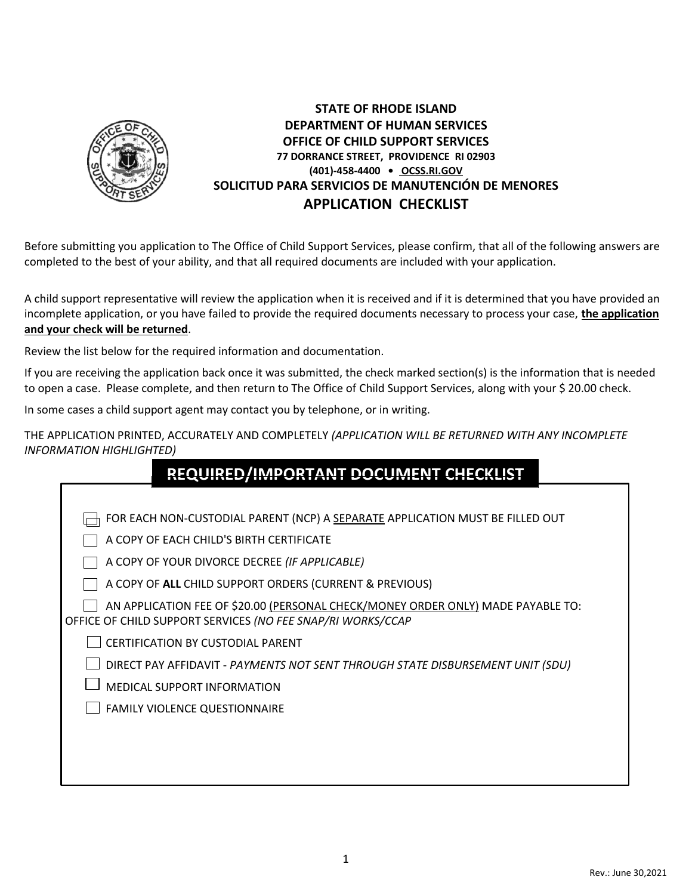**STATE OF RHODE ISLAND**
**DEPARTMENT OF HUMAN SERVICES**
**OFFICE OF CHILD SUPPORT SERVICES**
**77 DORRANCE STREET, PROVIDENCE RI 02903**
**(401)-458-4400 • OCSS.RI.GOV**
**SOLICITUD PARA SERVICIOS DE MANUTENCIÓN DE MENORES**

# APPLICATION CHECKLIST

Before submitting you application to The Office of Child Support Services, please confirm, that all of the following answers are completed to the best of your ability, and that all required documents are included with your application.

A child support representative will review the application when it is received and if it is determined that you have provided an incomplete application, or you have failed to provide the required documents necessary to process your case, **the application and your check will be returned**.

Review the list below for the required information and documentation.

If you are receiving the application back once it was submitted, the check marked section(s) is the information that is needed to open a case. Please complete, and then return to The Office of Child Support Services, along with your $ 20.00 check.

In some cases a child support agent may contact you by telephone, or in writing.

THE APPLICATION PRINTED, ACCURATELY AND COMPLETELY *(APPLICATION WILL BE RETURNED WITH ANY INCOMPLETE INFORMATION HIGHLIGHTED)*

## REQUIRED/IMPORTANT DOCUMENT CHECKLIST

- ☐ FOR EACH NON-CUSTODIAL PARENT (NCP) A SEPARATE APPLICATION MUST BE FILLED OUT
- ☐ A COPY OF EACH CHILD'S BIRTH CERTIFICATE
- ☐ A COPY OF YOUR DIVORCE DECREE *(IF APPLICABLE)*
- ☐ A COPY OF **ALL** CHILD SUPPORT ORDERS (CURRENT & PREVIOUS)
- ☐ AN APPLICATION FEE OF $20.00 (PERSONAL CHECK/MONEY ORDER ONLY) MADE PAYABLE TO: OFFICE OF CHILD SUPPORT SERVICES *(NO FEE SNAP/RI WORKS/CCAP*
- ☐ CERTIFICATION BY CUSTODIAL PARENT
- ☐ DIRECT PAY AFFIDAVIT - *PAYMENTS NOT SENT THROUGH STATE DISBURSEMENT UNIT (SDU)*
- ☐ MEDICAL SUPPORT INFORMATION
- ☐ FAMILY VIOLENCE QUESTIONNAIRE

Rev.: June 30,2021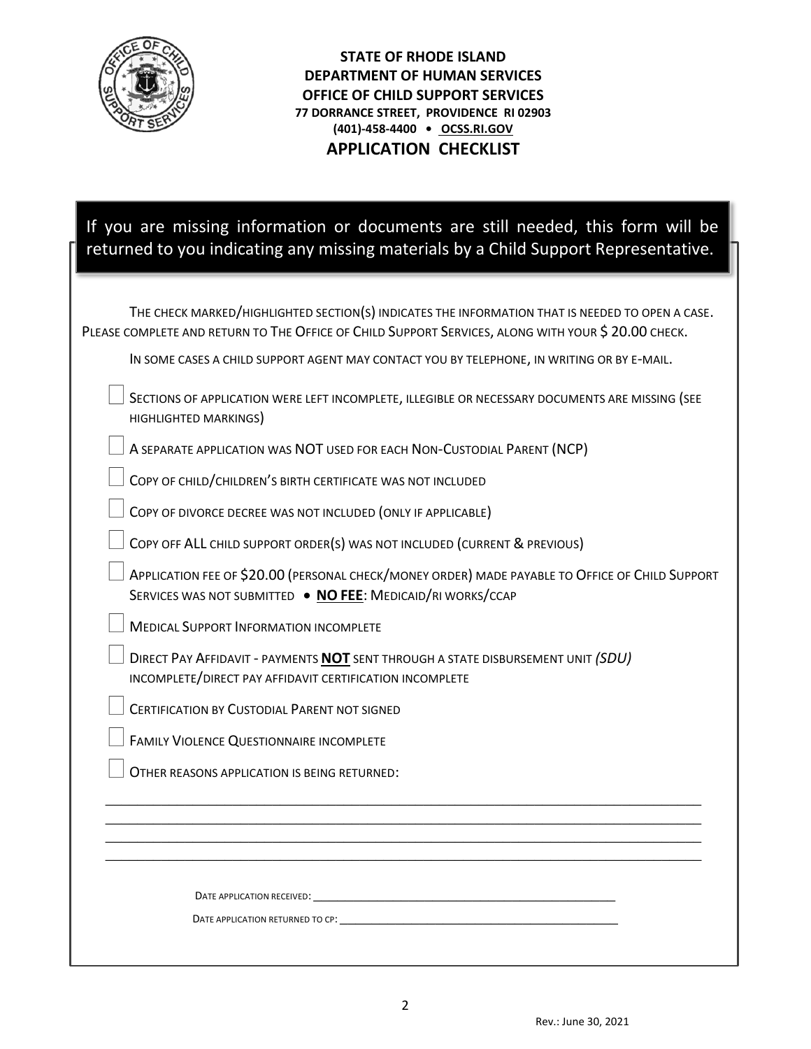**STATE OF RHODE ISLAND**
**DEPARTMENT OF HUMAN SERVICES**
**OFFICE OF CHILD SUPPORT SERVICES**
**77 DORRANCE STREET, PROVIDENCE RI 02903**
**(401)-458-4400 • OCSS.RI.GOV**

# APPLICATION CHECKLIST

**If you are missing information or documents are still needed, this form will be returned to you indicating any missing materials by a Child Support Representative.**

THE CHECK MARKED/HIGHLIGHTED SECTION(S) INDICATES THE INFORMATION THAT IS NEEDED TO OPEN A CASE. PLEASE COMPLETE AND RETURN TO THE OFFICE OF CHILD SUPPORT SERVICES, ALONG WITH YOUR $ 20.00 CHECK.

IN SOME CASES A CHILD SUPPORT AGENT MAY CONTACT YOU BY TELEPHONE, IN WRITING OR BY E-MAIL.

- ☐ SECTIONS OF APPLICATION WERE LEFT INCOMPLETE, ILLEGIBLE OR NECESSARY DOCUMENTS ARE MISSING (SEE HIGHLIGHTED MARKINGS)
- ☐ A SEPARATE APPLICATION WAS NOT USED FOR EACH NON-CUSTODIAL PARENT (NCP)
- ☐ COPY OF CHILD/CHILDREN'S BIRTH CERTIFICATE WAS NOT INCLUDED
- ☐ COPY OF DIVORCE DECREE WAS NOT INCLUDED (ONLY IF APPLICABLE)
- ☐ COPY OFF ALL CHILD SUPPORT ORDER(S) WAS NOT INCLUDED (CURRENT & PREVIOUS)
- ☐ APPLICATION FEE OF $20.00 (PERSONAL CHECK/MONEY ORDER) MADE PAYABLE TO OFFICE OF CHILD SUPPORT SERVICES WAS NOT SUBMITTED • **NO FEE**: MEDICAID/RI WORKS/CCAP
- ☐ MEDICAL SUPPORT INFORMATION INCOMPLETE
- ☐ DIRECT PAY AFFIDAVIT - PAYMENTS **NOT** SENT THROUGH A STATE DISBURSEMENT UNIT *(SDU)* INCOMPLETE/DIRECT PAY AFFIDAVIT CERTIFICATION INCOMPLETE
- ☐ CERTIFICATION BY CUSTODIAL PARENT NOT SIGNED
- ☐ FAMILY VIOLENCE QUESTIONNAIRE INCOMPLETE
- ☐ OTHER REASONS APPLICATION IS BEING RETURNED:

______________________________________________________________________________
______________________________________________________________________________
______________________________________________________________________________
______________________________________________________________________________

DATE APPLICATION RECEIVED: ______________________________________________

DATE APPLICATION RETURNED TO CP: ______________________________________________

Rev.: June 30, 2021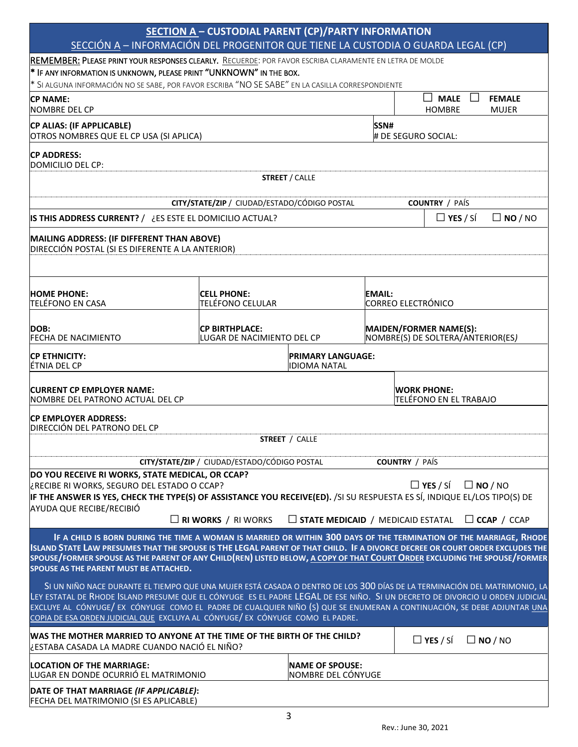## SECTION A – CUSTODIAL PARENT (CP)/PARTY INFORMATION

SECCIÓN A – INFORMACIÓN DEL PROGENITOR QUE TIENE LA CUSTODIA O GUARDA LEGAL (CP)

REMEMBER: PLEASE PRINT YOUR RESPONSES CLEARLY. RECUERDE: POR FAVOR ESCRIBA CLARAMENTE EN LETRA DE MOLDE

\* IF ANY INFORMATION IS UNKNOWN, PLEASE PRINT "UNKNOWN" IN THE BOX.

\* SI ALGUNA INFORMACIÓN NO SE SABE, POR FAVOR ESCRIBA "NO SE SABE" EN LA CASILLA CORRESPONDIENTE

| | |
|---|---|
| **CP NAME:** NOMBRE DEL CP | ☐ **MALE** HOMBRE ☐ **FEMALE** MUJER |
| **CP ALIAS: (IF APPLICABLE)** OTROS NOMBRES QUE EL CP USA (SI APLICA) | **SSN#** # DE SEGURO SOCIAL: |

**CP ADDRESS:** DOMICILIO DEL CP:

**STREET** / CALLE

**CITY/STATE/ZIP** / CIUDAD/ESTADO/CÓDIGO POSTAL **COUNTRY** / PAÍS

**IS THIS ADDRESS CURRENT?** / ¿ES ESTE EL DOMICILIO ACTUAL? ☐ **YES** / SÍ ☐ **NO** / NO

**MAILING ADDRESS: (IF DIFFERENT THAN ABOVE)** DIRECCIÓN POSTAL (SI ES DIFERENTE A LA ANTERIOR)

| | | |
|---|---|---|
| **HOME PHONE:** TELÉFONO EN CASA | **CELL PHONE:** TELÉFONO CELULAR | **EMAIL:** CORREO ELECTRÓNICO |
| **DOB:** FECHA DE NACIMIENTO | **CP BIRTHPLACE:** LUGAR DE NACIMIENTO DEL CP | **MAIDEN/FORMER NAME(S):** NOMBRE(S) DE SOLTERA/ANTERIOR(ES) |
| **CP ETHNICITY:** ÉTNIA DEL CP | **PRIMARY LANGUAGE:** IDIOMA NATAL | |
| **CURRENT CP EMPLOYER NAME:** NOMBRE DEL PATRONO ACTUAL DEL CP | | **WORK PHONE:** TELÉFONO EN EL TRABAJO |

**CP EMPLOYER ADDRESS:** DIRECCIÓN DEL PATRONO DEL CP

**STREET** / CALLE

**CITY/STATE/ZIP** / CIUDAD/ESTADO/CÓDIGO POSTAL **COUNTRY** / PAÍS

**DO YOU RECEIVE RI WORKS, STATE MEDICAL, OR CCAP?** ¿RECIBE RI WORKS, SEGURO DEL ESTADO O CCAP? ☐ **YES** / SÍ ☐ **NO** / NO

**IF THE ANSWER IS YES, CHECK THE TYPE(S) OF ASSISTANCE YOU RECEIVE(ED).** /SI SU RESPUESTA ES SÍ, INDIQUE EL/LOS TIPO(S) DE AYUDA QUE RECIBE/RECIBIÓ

☐ **RI WORKS** / RI WORKS ☐ **STATE MEDICAID** / MEDICAID ESTATAL ☐ **CCAP** / CCAP

**IF A CHILD IS BORN DURING THE TIME A WOMAN IS MARRIED OR WITHIN 300 DAYS OF THE TERMINATION OF THE MARRIAGE, RHODE ISLAND STATE LAW PRESUMES THAT THE SPOUSE IS THE LEGAL PARENT OF THAT CHILD. IF A DIVORCE DECREE OR COURT ORDER EXCLUDES THE SPOUSE/FORMER SPOUSE AS THE PARENT OF ANY CHILD(REN) LISTED BELOW, A COPY OF THAT COURT ORDER EXCLUDING THE SPOUSE/FORMER SPOUSE AS THE PARENT MUST BE ATTACHED.**

SI UN NIÑO NACE DURANTE EL TIEMPO QUE UNA MUJER ESTÁ CASADA O DENTRO DE LOS 300 DÍAS DE LA TERMINACIÓN DEL MATRIMONIO, LA LEY ESTATAL DE RHODE ISLAND PRESUME QUE EL CÓNYUGE ES EL PADRE LEGAL DE ESE NIÑO. SI UN DECRETO DE DIVORCIO U ORDEN JUDICIAL EXCLUYE AL CÓNYUGE/ EX CÓNYUGE COMO EL PADRE DE CUALQUIER NIÑO (S) QUE SE ENUMERAN A CONTINUACIÓN, SE DEBE ADJUNTAR UNA COPIA DE ESA ORDEN JUDICIAL QUE EXCLUYA AL CÓNYUGE/ EX CÓNYUGE COMO EL PADRE.

| | |
|---|---|
| **WAS THE MOTHER MARRIED TO ANYONE AT THE TIME OF THE BIRTH OF THE CHILD?** ¿ESTABA CASADA LA MADRE CUANDO NACIÓ EL NIÑO? | ☐ **YES** / SÍ ☐ **NO** / NO |
| **LOCATION OF THE MARRIAGE:** LUGAR EN DONDE OCURRIÓ EL MATRIMONIO | **NAME OF SPOUSE:** NOMBRE DEL CÓNYUGE |
| **DATE OF THAT MARRIAGE *(IF APPLICABLE)*:** FECHA DEL MATRIMONIO (SI ES APLICABLE) | |

Rev.: June 30, 2021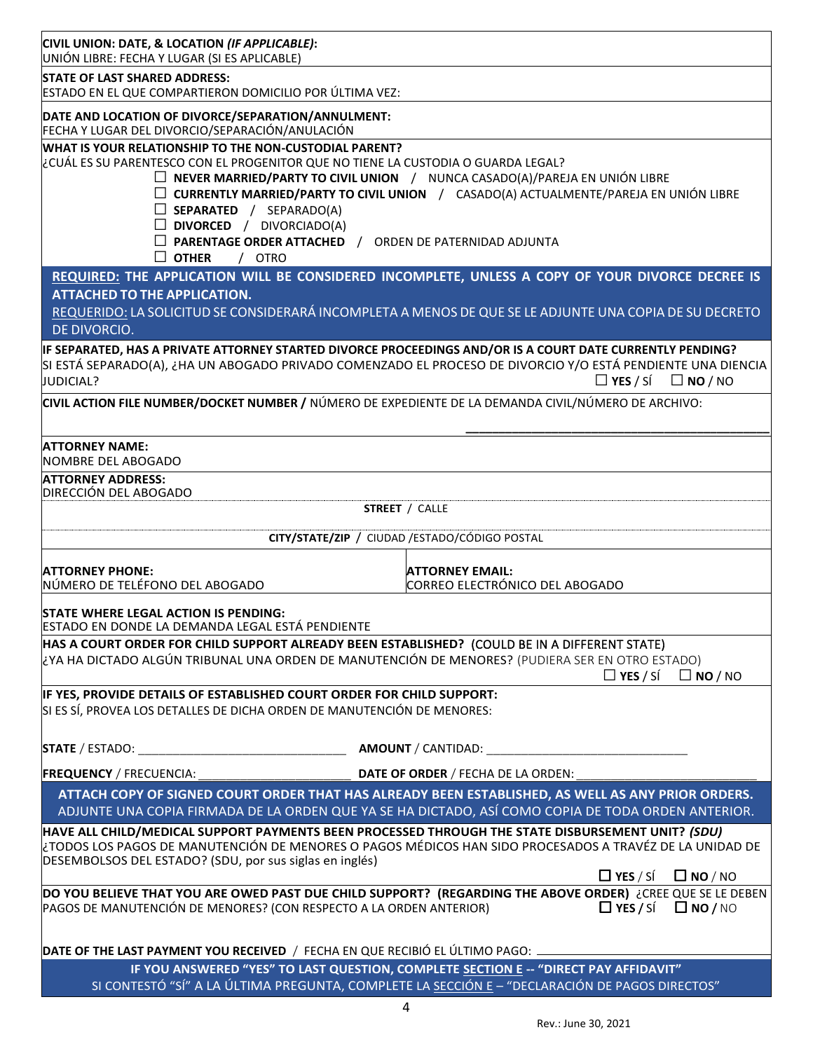**CIVIL UNION: DATE, & LOCATION *(IF APPLICABLE)*:**
UNIÓN LIBRE: FECHA Y LUGAR (SI ES APLICABLE)

**STATE OF LAST SHARED ADDRESS:**
ESTADO EN EL QUE COMPARTIERON DOMICILIO POR ÚLTIMA VEZ:

**DATE AND LOCATION OF DIVORCE/SEPARATION/ANNULMENT:**
FECHA Y LUGAR DEL DIVORCIO/SEPARACIÓN/ANULACIÓN

**WHAT IS YOUR RELATIONSHIP TO THE NON-CUSTODIAL PARENT?**
¿CUÁL ES SU PARENTESCO CON EL PROGENITOR QUE NO TIENE LA CUSTODIA O GUARDA LEGAL?

- ☐ **NEVER MARRIED/PARTY TO CIVIL UNION** / NUNCA CASADO(A)/PAREJA EN UNIÓN LIBRE
- ☐ **CURRENTLY MARRIED/PARTY TO CIVIL UNION** / CASADO(A) ACTUALMENTE/PAREJA EN UNIÓN LIBRE
- ☐ **SEPARATED** / SEPARADO(A)
- ☐ **DIVORCED** / DIVORCIADO(A)
- ☐ **PARENTAGE ORDER ATTACHED** / ORDEN DE PATERNIDAD ADJUNTA
- ☐ **OTHER** / OTRO

**REQUIRED: THE APPLICATION WILL BE CONSIDERED INCOMPLETE, UNLESS A COPY OF YOUR DIVORCE DECREE IS ATTACHED TO THE APPLICATION.**
REQUERIDO: LA SOLICITUD SE CONSIDERARÁ INCOMPLETA A MENOS DE QUE SE LE ADJUNTE UNA COPIA DE SU DECRETO DE DIVORCIO.

**IF SEPARATED, HAS A PRIVATE ATTORNEY STARTED DIVORCE PROCEEDINGS AND/OR IS A COURT DATE CURRENTLY PENDING?**
SI ESTÁ SEPARADO(A), ¿HA UN ABOGADO PRIVADO COMENZADO EL PROCESO DE DIVORCIO Y/O ESTÁ PENDIENTE UNA DIENCIA JUDICIAL? ☐ **YES** / SÍ ☐ **NO** / NO

**CIVIL ACTION FILE NUMBER/DOCKET NUMBER /** NÚMERO DE EXPEDIENTE DE LA DEMANDA CIVIL/NÚMERO DE ARCHIVO: ____________________

**ATTORNEY NAME:**
NOMBRE DEL ABOGADO

**ATTORNEY ADDRESS:**
DIRECCIÓN DEL ABOGADO

**STREET** / CALLE

**CITY/STATE/ZIP** / CIUDAD /ESTADO/CÓDIGO POSTAL

**ATTORNEY PHONE:**
NÚMERO DE TELÉFONO DEL ABOGADO

**ATTORNEY EMAIL:**
CORREO ELECTRÓNICO DEL ABOGADO

**STATE WHERE LEGAL ACTION IS PENDING:**
ESTADO EN DONDE LA DEMANDA LEGAL ESTÁ PENDIENTE

**HAS A COURT ORDER FOR CHILD SUPPORT ALREADY BEEN ESTABLISHED?** (COULD BE IN A DIFFERENT STATE)
¿YA HA DICTADO ALGÚN TRIBUNAL UNA ORDEN DE MANUTENCIÓN DE MENORES? (PUDIERA SER EN OTRO ESTADO) ☐ **YES** / SÍ ☐ **NO** / NO

**IF YES, PROVIDE DETAILS OF ESTABLISHED COURT ORDER FOR CHILD SUPPORT:**
SI ES SÍ, PROVEA LOS DETALLES DE DICHA ORDEN DE MANUTENCIÓN DE MENORES:

**STATE** / ESTADO: ____________________ **AMOUNT** / CANTIDAD: ____________________

**FREQUENCY** / FRECUENCIA: ____________________ **DATE OF ORDER** / FECHA DE LA ORDEN: ____________________

**ATTACH COPY OF SIGNED COURT ORDER THAT HAS ALREADY BEEN ESTABLISHED, AS WELL AS ANY PRIOR ORDERS.**
ADJUNTE UNA COPIA FIRMADA DE LA ORDEN QUE YA SE HA DICTADO, ASÍ COMO COPIA DE TODA ORDEN ANTERIOR.

**HAVE ALL CHILD/MEDICAL SUPPORT PAYMENTS BEEN PROCESSED THROUGH THE STATE DISBURSEMENT UNIT? *(SDU)***
¿TODOS LOS PAGOS DE MANUTENCIÓN DE MENORES O PAGOS MÉDICOS HAN SIDO PROCESADOS A TRAVÉZ DE LA UNIDAD DE DESEMBOLSOS DEL ESTADO? (SDU, por sus siglas en inglés) ☐ **YES** / SÍ ☐ **NO** / NO

**DO YOU BELIEVE THAT YOU ARE OWED PAST DUE CHILD SUPPORT? (REGARDING THE ABOVE ORDER)** ¿CREE QUE SE LE DEBEN PAGOS DE MANUTENCIÓN DE MENORES? (CON RESPECTO A LA ORDEN ANTERIOR) ☐ **YES** / SÍ ☐ **NO** / NO

**DATE OF THE LAST PAYMENT YOU RECEIVED** / FECHA EN QUE RECIBIÓ EL ÚLTIMO PAGO: ____________________

**IF YOU ANSWERED "YES" TO LAST QUESTION, COMPLETE SECTION E -- "DIRECT PAY AFFIDAVIT"**
SI CONTESTÓ "SÍ" A LA ÚLTIMA PREGUNTA, COMPLETE LA SECCIÓN E – "DECLARACIÓN DE PAGOS DIRECTOS"

Rev.: June 30, 2021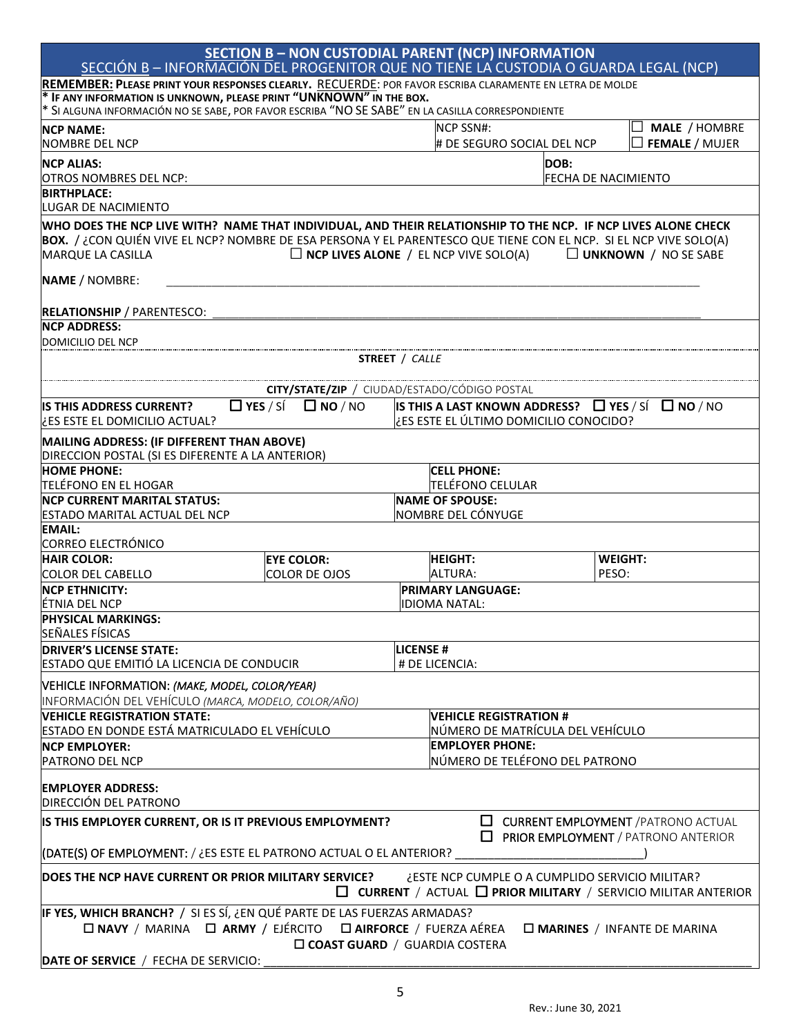## SECTION B – NON CUSTODIAL PARENT (NCP) INFORMATION
## SECCIÓN B – INFORMACIÓN DEL PROGENITOR QUE NO TIENE LA CUSTODIA O GUARDA LEGAL (NCP)

**REMEMBER: PLEASE PRINT YOUR RESPONSES CLEARLY.** RECUERDE: POR FAVOR ESCRIBA CLARAMENTE EN LETRA DE MOLDE
**\* IF ANY INFORMATION IS UNKNOWN, PLEASE PRINT "UNKNOWN" IN THE BOX.**
\* SI ALGUNA INFORMACIÓN NO SE SABE, POR FAVOR ESCRIBA "NO SE SABE" EN LA CASILLA CORRESPONDIENTE

| | | |
|---|---|---|
| **NCP NAME:** NOMBRE DEL NCP | NCP SSN#: # DE SEGURO SOCIAL DEL NCP | ☐ **MALE** / HOMBRE ☐ **FEMALE** / MUJER |
| **NCP ALIAS:** OTROS NOMBRES DEL NCP: | | **DOB:** FECHA DE NACIMIENTO |
| **BIRTHPLACE:** LUGAR DE NACIMIENTO | | |

**WHO DOES THE NCP LIVE WITH? NAME THAT INDIVIDUAL, AND THEIR RELATIONSHIP TO THE NCP. IF NCP LIVES ALONE CHECK BOX.** / ¿CON QUIÉN VIVE EL NCP? NOMBRE DE ESA PERSONA Y EL PARENTESCO QUE TIENE CON EL NCP. SI EL NCP VIVE SOLO(A) MARQUE LA CASILLA ☐ **NCP LIVES ALONE** / EL NCP VIVE SOLO(A) ☐ **UNKNOWN** / NO SE SABE

**NAME** / NOMBRE: ____________________________________________

**RELATIONSHIP** / PARENTESCO: ____________________________________________

**NCP ADDRESS:**
DOMICILIO DEL NCP

**STREET** / *CALLE*

**CITY/STATE/ZIP** / CIUDAD/ESTADO/CÓDIGO POSTAL

| | |
|---|---|
| **IS THIS ADDRESS CURRENT?** ☐ **YES** / SÍ ☐ **NO** / NO ¿ES ESTE EL DOMICILIO ACTUAL? | **IS THIS A LAST KNOWN ADDRESS?** ☐ **YES** / SÍ ☐ **NO** / NO ¿ES ESTE EL ÚLTIMO DOMICILIO CONOCIDO? |
| **MAILING ADDRESS: (IF DIFFERENT THAN ABOVE)** DIRECCION POSTAL (SI ES DIFERENTE A LA ANTERIOR) | |
| **HOME PHONE:** TELÉFONO EN EL HOGAR | **CELL PHONE:** TELÉFONO CELULAR |
| **NCP CURRENT MARITAL STATUS:** ESTADO MARITAL ACTUAL DEL NCP | **NAME OF SPOUSE:** NOMBRE DEL CÓNYUGE |
| **EMAIL:** CORREO ELECTRÓNICO | |

| | | | |
|---|---|---|---|
| **HAIR COLOR:** COLOR DEL CABELLO | **EYE COLOR:** COLOR DE OJOS | **HEIGHT:** ALTURA: | **WEIGHT:** PESO: |

| | |
|---|---|
| **NCP ETHNICITY:** ÉTNIA DEL NCP | **PRIMARY LANGUAGE:** IDIOMA NATAL: |
| **PHYSICAL MARKINGS:** SEÑALES FÍSICAS | |
| **DRIVER'S LICENSE STATE:** ESTADO QUE EMITIÓ LA LICENCIA DE CONDUCIR | **LICENSE #** # DE LICENCIA: |
| VEHICLE INFORMATION: *(MAKE, MODEL, COLOR/YEAR)* INFORMACIÓN DEL VEHÍCULO *(MARCA, MODELO, COLOR/AÑO)* | |
| **VEHICLE REGISTRATION STATE:** ESTADO EN DONDE ESTÁ MATRICULADO EL VEHÍCULO | **VEHICLE REGISTRATION #** NÚMERO DE MATRÍCULA DEL VEHÍCULO |
| **NCP EMPLOYER:** PATRONO DEL NCP | **EMPLOYER PHONE:** NÚMERO DE TELÉFONO DEL PATRONO |
| **EMPLOYER ADDRESS:** DIRECCIÓN DEL PATRONO | |

**IS THIS EMPLOYER CURRENT, OR IS IT PREVIOUS EMPLOYMENT?** ☐ **CURRENT EMPLOYMENT** /PATRONO ACTUAL ☐ **PRIOR EMPLOYMENT** / PATRONO ANTERIOR

(DATE(S) OF EMPLOYMENT: / ¿ES ESTE EL PATRONO ACTUAL O EL ANTERIOR? ____________________)

**DOES THE NCP HAVE CURRENT OR PRIOR MILITARY SERVICE?** ¿ESTE NCP CUMPLE O A CUMPLIDO SERVICIO MILITAR?
☐ **CURRENT** / ACTUAL ☐ **PRIOR MILITARY** / SERVICIO MILITAR ANTERIOR

**IF YES, WHICH BRANCH?** / SI ES SÍ, ¿EN QUÉ PARTE DE LAS FUERZAS ARMADAS?
☐ **NAVY** / MARINA ☐ **ARMY** / EJÉRCITO ☐ **AIRFORCE** / FUERZA AÉREA ☐ **MARINES** / INFANTE DE MARINA
☐ **COAST GUARD** / GUARDIA COSTERA

**DATE OF SERVICE** / FECHA DE SERVICIO: ____________________________________________

Rev.: June 30, 2021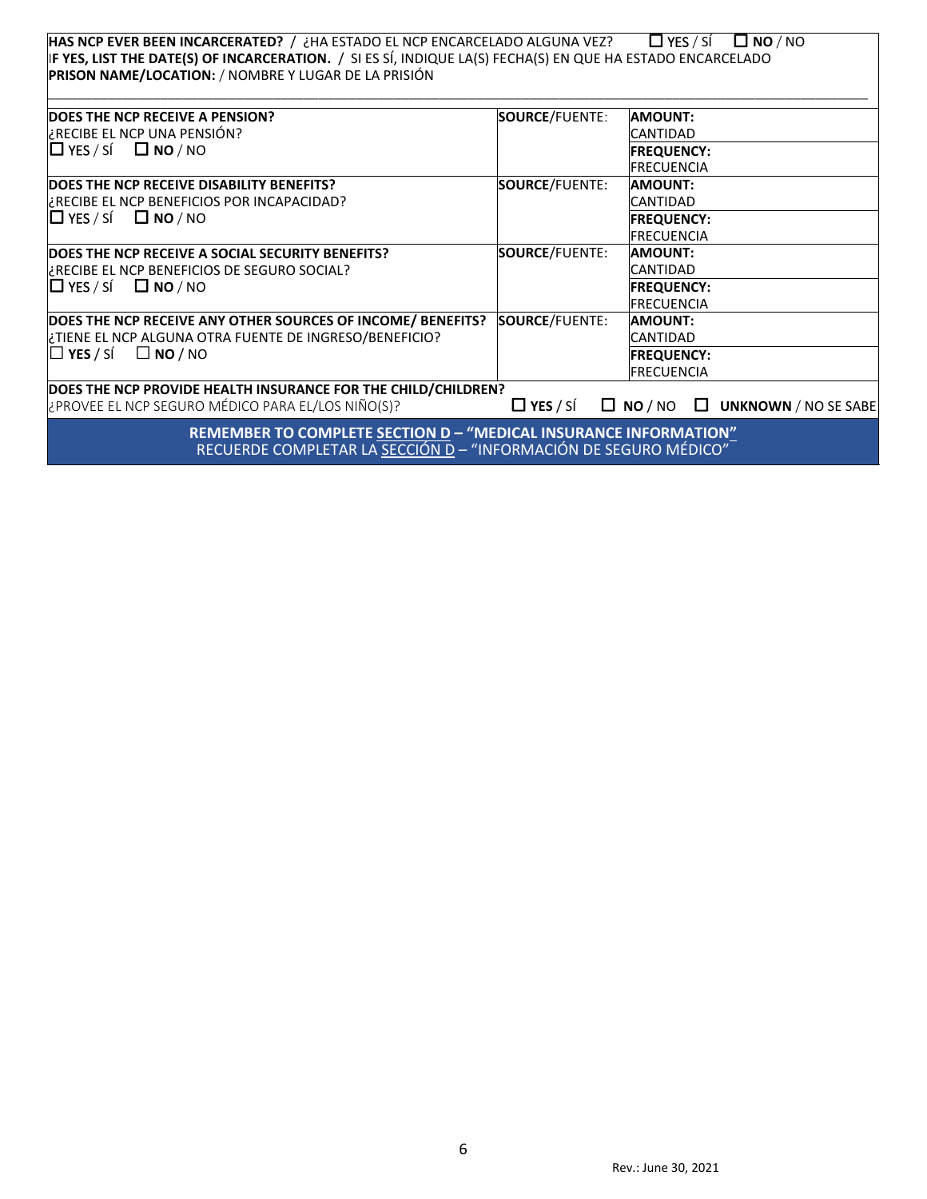**HAS NCP EVER BEEN INCARCERATED?** / ¿HA ESTADO EL NCP ENCARCELADO ALGUNA VEZ? ☐ YES / SÍ ☐ **NO** / NO
**IF YES, LIST THE DATE(S) OF INCARCERATION.** / SI ES SÍ, INDIQUE LA(S) FECHA(S) EN QUE HA ESTADO ENCARCELADO
**PRISON NAME/LOCATION:** / NOMBRE Y LUGAR DE LA PRISIÓN

______________________________________________________________________________________________

| | | |
|---|---|---|
| **DOES THE NCP RECEIVE A PENSION?**<br>¿RECIBE EL NCP UNA PENSIÓN?<br>☐ YES / SÍ ☐ **NO** / NO | **SOURCE**/FUENTE: | **AMOUNT:**<br>CANTIDAD<br>**FREQUENCY:**<br>FRECUENCIA |
| **DOES THE NCP RECEIVE DISABILITY BENEFITS?**<br>¿RECIBE EL NCP BENEFICIOS POR INCAPACIDAD?<br>☐ YES / SÍ ☐ **NO** / NO | **SOURCE**/FUENTE: | **AMOUNT:**<br>CANTIDAD<br>**FREQUENCY:**<br>FRECUENCIA |
| **DOES THE NCP RECEIVE A SOCIAL SECURITY BENEFITS?**<br>¿RECIBE EL NCP BENEFICIOS DE SEGURO SOCIAL?<br>☐ YES / SÍ ☐ **NO** / NO | **SOURCE**/FUENTE: | **AMOUNT:**<br>CANTIDAD<br>**FREQUENCY:**<br>FRECUENCIA |
| **DOES THE NCP RECEIVE ANY OTHER SOURCES OF INCOME/ BENEFITS?**<br>¿TIENE EL NCP ALGUNA OTRA FUENTE DE INGRESO/BENEFICIO?<br>☐ **YES** / SÍ ☐ **NO** / NO | **SOURCE**/FUENTE: | **AMOUNT:**<br>CANTIDAD<br>**FREQUENCY:**<br>FRECUENCIA |

**DOES THE NCP PROVIDE HEALTH INSURANCE FOR THE CHILD/CHILDREN?**
¿PROVEE EL NCP SEGURO MÉDICO PARA EL/LOS NIÑO(S)? ☐ **YES** / SÍ ☐ **NO** / NO ☐ **UNKNOWN** / NO SE SABE

**REMEMBER TO COMPLETE SECTION D – "MEDICAL INSURANCE INFORMATION"**
RECUERDE COMPLETAR LA SECCIÓN D – "INFORMACIÓN DE SEGURO MÉDICO"

Rev.: June 30, 2021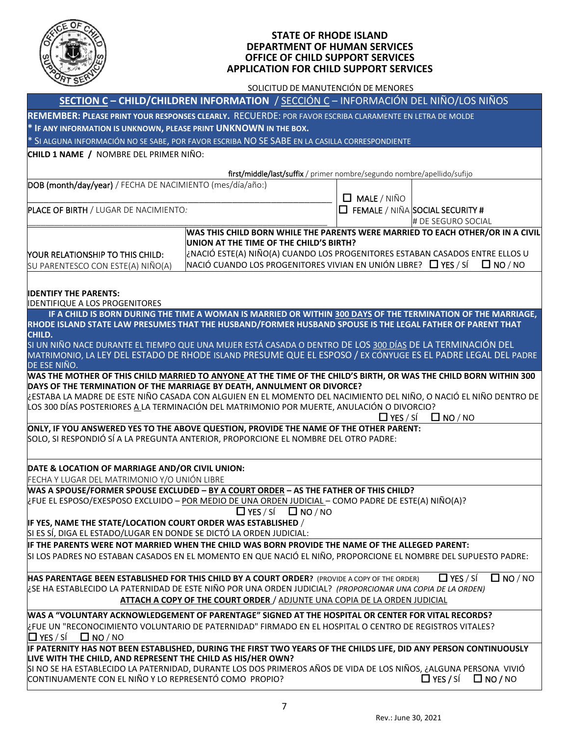**STATE OF RHODE ISLAND**
**DEPARTMENT OF HUMAN SERVICES**
**OFFICE OF CHILD SUPPORT SERVICES**
**APPLICATION FOR CHILD SUPPORT SERVICES**

SOLICITUD DE MANUTENCIÓN DE MENORES

## SECTION C – CHILD/CHILDREN INFORMATION / SECCIÓN C – INFORMACIÓN DEL NIÑO/LOS NIÑOS

**REMEMBER: PLEASE PRINT YOUR RESPONSES CLEARLY.** RECUERDE: POR FAVOR ESCRIBA CLARAMENTE EN LETRA DE MOLDE

**\* IF ANY INFORMATION IS UNKNOWN, PLEASE PRINT UNKNOWN IN THE BOX.**

\* SI ALGUNA INFORMACIÓN NO SE SABE, POR FAVOR ESCRIBA NO SE SABE EN LA CASILLA CORRESPONDIENTE

**CHILD 1 NAME /** NOMBRE DEL PRIMER NIÑO:

**first/middle/last/suffix** / primer nombre/segundo nombre/apellido/sufijo

**DOB (month/day/year)** / FECHA DE NACIMIENTO (mes/día/año:) ____________________

☐ **MALE** / NIÑO
☐ **FEMALE** / NIÑA

**SOCIAL SECURITY #**
\# DE SEGURO SOCIAL

**PLACE OF BIRTH** / LUGAR DE NACIMIENTO: ____________________

**YOUR RELATIONSHIP TO THIS CHILD:**
SU PARENTESCO CON ESTE(A) NIÑO(A)

**WAS THIS CHILD BORN WHILE THE PARENTS WERE MARRIED TO EACH OTHER/OR IN A CIVIL UNION AT THE TIME OF THE CHILD'S BIRTH?**
¿NACIÓ ESTE(A) NIÑO(A) CUANDO LOS PROGENITORES ESTABAN CASADOS ENTRE ELLOS U NACIÓ CUANDO LOS PROGENITORES VIVIAN EN UNIÓN LIBRE? ☐ **YES** / SÍ ☐ **NO** / NO

**IDENTIFY THE PARENTS:**
IDENTIFIQUE A LOS PROGENITORES

**IF A CHILD IS BORN DURING THE TIME A WOMAN IS MARRIED OR WITHIN 300 DAYS OF THE TERMINATION OF THE MARRIAGE, RHODE ISLAND STATE LAW PRESUMES THAT THE HUSBAND/FORMER HUSBAND SPOUSE IS THE LEGAL FATHER OF PARENT THAT CHILD.**
SI UN NIÑO NACE DURANTE EL TIEMPO QUE UNA MUJER ESTÁ CASADA O DENTRO DE LOS 300 DÍAS DE LA TERMINACIÓN DEL MATRIMONIO, LA LEY DEL ESTADO DE RHODE ISLAND PRESUME QUE EL ESPOSO / EX CÓNYUGE ES EL PADRE LEGAL DEL PADRE DE ESE NIÑO.

**WAS THE MOTHER OF THIS CHILD MARRIED TO ANYONE AT THE TIME OF THE CHILD'S BIRTH, OR WAS THE CHILD BORN WITHIN 300 DAYS OF THE TERMINATION OF THE MARRIAGE BY DEATH, ANNULMENT OR DIVORCE?**
¿ESTABA LA MADRE DE ESTE NIÑO CASADA CON ALGUIEN EN EL MOMENTO DEL NACIMIENTO DEL NIÑO, O NACIÓ EL NIÑO DENTRO DE LOS 300 DÍAS POSTERIORES A LA TERMINACIÓN DEL MATRIMONIO POR MUERTE, ANULACIÓN O DIVORCIO?
☐ **YES** / SÍ ☐ **NO** / NO

**ONLY, IF YOU ANSWERED YES TO THE ABOVE QUESTION, PROVIDE THE NAME OF THE OTHER PARENT:**
SOLO, SI RESPONDIÓ SÍ A LA PREGUNTA ANTERIOR, PROPORCIONE EL NOMBRE DEL OTRO PADRE:

**DATE & LOCATION OF MARRIAGE AND/OR CIVIL UNION:**
FECHA Y LUGAR DEL MATRIMONIO Y/O UNIÓN LIBRE

**WAS A SPOUSE/FORMER SPOUSE EXCLUDED – BY A COURT ORDER – AS THE FATHER OF THIS CHILD?**
¿FUE EL ESPOSO/EXESPOSO EXCLUIDO – POR MEDIO DE UNA ORDEN JUDICIAL – COMO PADRE DE ESTE(A) NIÑO(A)?
☐ YES / SÍ ☐ NO / NO

**IF YES, NAME THE STATE/LOCATION COURT ORDER WAS ESTABLISHED** /
SI ES SÍ, DIGA EL ESTADO/LUGAR EN DONDE SE DICTÓ LA ORDEN JUDICIAL:

**IF THE PARENTS WERE NOT MARRIED WHEN THE CHILD WAS BORN PROVIDE THE NAME OF THE ALLEGED PARENT:**
SI LOS PADRES NO ESTABAN CASADOS EN EL MOMENTO EN QUE NACIÓ EL NIÑO, PROPORCIONE EL NOMBRE DEL SUPUESTO PADRE:

**HAS PARENTAGE BEEN ESTABLISHED FOR THIS CHILD BY A COURT ORDER?** (PROVIDE A COPY OF THE ORDER) ☐ YES / SÍ ☐ NO / NO
¿SE HA ESTABLECIDO LA PATERNIDAD DE ESTE NIÑO POR UNA ORDEN JUDICIAL? *(PROPORCIONAR UNA COPIA DE LA ORDEN)*
**ATTACH A COPY OF THE COURT ORDER** / ADJUNTE UNA COPIA DE LA ORDEN JUDICIAL

**WAS A "VOLUNTARY ACKNOWLEDGEMENT OF PARENTAGE" SIGNED AT THE HOSPITAL OR CENTER FOR VITAL RECORDS?**
¿FUE UN "RECONOCIMIENTO VOLUNTARIO DE PATERNIDAD" FIRMADO EN EL HOSPITAL O CENTRO DE REGISTROS VITALES?
☐ YES / SÍ ☐ NO / NO

**IF PATERNITY HAS NOT BEEN ESTABLISHED, DURING THE FIRST TWO YEARS OF THE CHILDS LIFE, DID ANY PERSON CONTINUOUSLY LIVE WITH THE CHILD, AND REPRESENT THE CHILD AS HIS/HER OWN?**
SI NO SE HA ESTABLECIDO LA PATERNIDAD, DURANTE LOS DOS PRIMEROS AÑOS DE VIDA DE LOS NIÑOS, ¿ALGUNA PERSONA VIVIÓ CONTINUAMENTE CON EL NIÑO Y LO REPRESENTÓ COMO PROPIO? ☐ **YES / SÍ** ☐ **NO / NO**

Rev.: June 30, 2021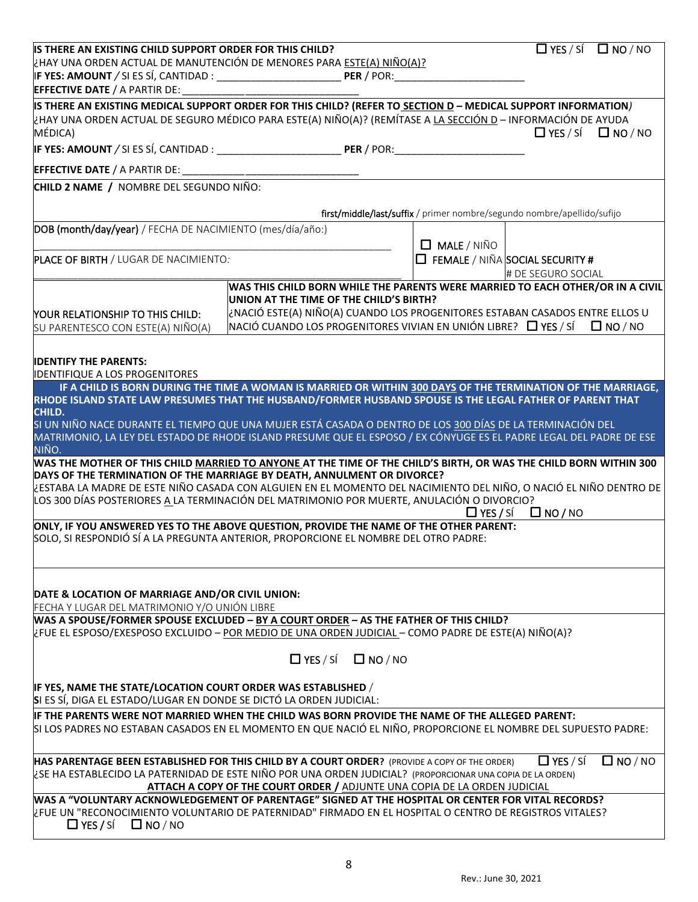**IS THERE AN EXISTING CHILD SUPPORT ORDER FOR THIS CHILD?** ☐ YES / SÍ ☐ NO / NO
¿HAY UNA ORDEN ACTUAL DE MANUTENCIÓN DE MENORES PARA ESTE(A) NIÑO(A)?
**IF YES: AMOUNT** / SI ES SÍ, CANTIDAD : ______________________ **PER** / POR:________________________
**EFFECTIVE DATE** / A PARTIR DE: ________________________________

**IS THERE AN EXISTING MEDICAL SUPPORT ORDER FOR THIS CHILD? (REFER TO SECTION D – MEDICAL SUPPORT INFORMATION)**
¿HAY UNA ORDEN ACTUAL DE SEGURO MÉDICO PARA ESTE(A) NIÑO(A)? (REMÍTASE A LA SECCIÓN D – INFORMACIÓN DE AYUDA MÉDICA) ☐ YES / SÍ ☐ NO / NO
**IF YES: AMOUNT** / SI ES SÍ, CANTIDAD : ______________________ **PER** / POR:________________________
**EFFECTIVE DATE** / A PARTIR DE: ________________________________

**CHILD 2 NAME /** NOMBRE DEL SEGUNDO NIÑO:

**first/middle/last/suffix** / primer nombre/segundo nombre/apellido/sufijo

| DOB (month/day/year) / FECHA DE NACIMIENTO (mes/día/año:) | ☐ MALE / NIÑO | |
|---|---|---|
| PLACE OF BIRTH / LUGAR DE NACIMIENTO: | ☐ FEMALE / NIÑA | SOCIAL SECURITY # / # DE SEGURO SOCIAL |

| YOUR RELATIONSHIP TO THIS CHILD: SU PARENTESCO CON ESTE(A) NIÑO(A) | **WAS THIS CHILD BORN WHILE THE PARENTS WERE MARRIED TO EACH OTHER/OR IN A CIVIL UNION AT THE TIME OF THE CHILD'S BIRTH?** ¿NACIÓ ESTE(A) NIÑO(A) CUANDO LOS PROGENITORES ESTABAN CASADOS ENTRE ELLOS U NACIÓ CUANDO LOS PROGENITORES VIVIAN EN UNIÓN LIBRE? ☐ YES / SÍ ☐ NO / NO |
|---|---|

**IDENTIFY THE PARENTS:**
IDENTIFIQUE A LOS PROGENITORES

**IF A CHILD IS BORN DURING THE TIME A WOMAN IS MARRIED OR WITHIN 300 DAYS OF THE TERMINATION OF THE MARRIAGE, RHODE ISLAND STATE LAW PRESUMES THAT THE HUSBAND/FORMER HUSBAND SPOUSE IS THE LEGAL FATHER OF PARENT THAT CHILD.**
SI UN NIÑO NACE DURANTE EL TIEMPO QUE UNA MUJER ESTÁ CASADA O DENTRO DE LOS 300 DÍAS DE LA TERMINACIÓN DEL MATRIMONIO, LA LEY DEL ESTADO DE RHODE ISLAND PRESUME QUE EL ESPOSO / EX CÓNYUGE ES EL PADRE LEGAL DEL PADRE DE ESE NIÑO.

**WAS THE MOTHER OF THIS CHILD MARRIED TO ANYONE AT THE TIME OF THE CHILD'S BIRTH, OR WAS THE CHILD BORN WITHIN 300 DAYS OF THE TERMINATION OF THE MARRIAGE BY DEATH, ANNULMENT OR DIVORCE?**
¿ESTABA LA MADRE DE ESTE NIÑO CASADA CON ALGUIEN EN EL MOMENTO DEL NACIMIENTO DEL NIÑO, O NACIÓ EL NIÑO DENTRO DE LOS 300 DÍAS POSTERIORES A LA TERMINACIÓN DEL MATRIMONIO POR MUERTE, ANULACIÓN O DIVORCIO?
☐ YES / SÍ ☐ NO / NO

**ONLY, IF YOU ANSWERED YES TO THE ABOVE QUESTION, PROVIDE THE NAME OF THE OTHER PARENT:**
SOLO, SI RESPONDIÓ SÍ A LA PREGUNTA ANTERIOR, PROPORCIONE EL NOMBRE DEL OTRO PADRE:

**DATE & LOCATION OF MARRIAGE AND/OR CIVIL UNION:**
FECHA Y LUGAR DEL MATRIMONIO Y/O UNIÓN LIBRE

**WAS A SPOUSE/FORMER SPOUSE EXCLUDED – BY A COURT ORDER – AS THE FATHER OF THIS CHILD?**
¿FUE EL ESPOSO/EXESPOSO EXCLUIDO – POR MEDIO DE UNA ORDEN JUDICIAL – COMO PADRE DE ESTE(A) NIÑO(A)?

☐ YES / SÍ ☐ NO / NO

**IF YES, NAME THE STATE/LOCATION COURT ORDER WAS ESTABLISHED** /
SI ES SÍ, DIGA EL ESTADO/LUGAR EN DONDE SE DICTÓ LA ORDEN JUDICIAL:

**IF THE PARENTS WERE NOT MARRIED WHEN THE CHILD WAS BORN PROVIDE THE NAME OF THE ALLEGED PARENT:**
SI LOS PADRES NO ESTABAN CASADOS EN EL MOMENTO EN QUE NACIÓ EL NIÑO, PROPORCIONE EL NOMBRE DEL SUPUESTO PADRE:

**HAS PARENTAGE BEEN ESTABLISHED FOR THIS CHILD BY A COURT ORDER?** (PROVIDE A COPY OF THE ORDER) ☐ YES / SÍ ☐ NO / NO
¿SE HA ESTABLECIDO LA PATERNIDAD DE ESTE NIÑO POR UNA ORDEN JUDICIAL? (PROPORCIONAR UNA COPIA DE LA ORDEN)
**ATTACH A COPY OF THE COURT ORDER /** ADJUNTE UNA COPIA DE LA ORDEN JUDICIAL

**WAS A "VOLUNTARY ACKNOWLEDGEMENT OF PARENTAGE" SIGNED AT THE HOSPITAL OR CENTER FOR VITAL RECORDS?**
¿FUE UN "RECONOCIMIENTO VOLUNTARIO DE PATERNIDAD" FIRMADO EN EL HOSPITAL O CENTRO DE REGISTROS VITALES?
☐ YES / SÍ ☐ NO / NO

Rev.: June 30, 2021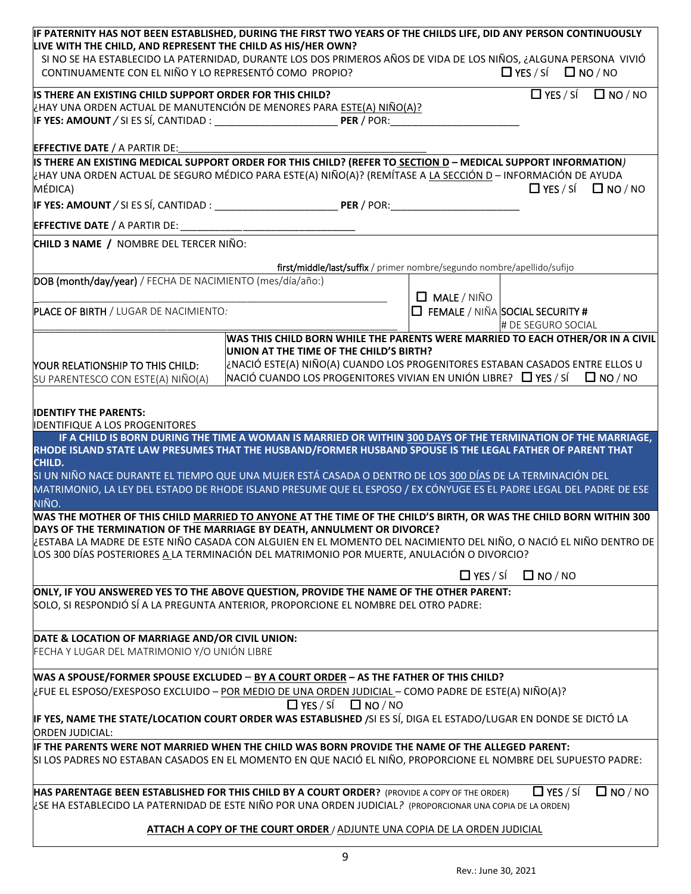**IF PATERNITY HAS NOT BEEN ESTABLISHED, DURING THE FIRST TWO YEARS OF THE CHILDS LIFE, DID ANY PERSON CONTINUOUSLY LIVE WITH THE CHILD, AND REPRESENT THE CHILD AS HIS/HER OWN?**
SI NO SE HA ESTABLECIDO LA PATERNIDAD, DURANTE LOS DOS PRIMEROS AÑOS DE VIDA DE LOS NIÑOS, ¿ALGUNA PERSONA VIVIÓ CONTINUAMENTE CON EL NIÑO Y LO REPRESENTÓ COMO PROPIO? ☐ YES / SÍ ☐ NO / NO

**IS THERE AN EXISTING CHILD SUPPORT ORDER FOR THIS CHILD?** ☐ YES / SÍ ☐ NO / NO
¿HAY UNA ORDEN ACTUAL DE MANUTENCIÓN DE MENORES PARA ESTE(A) NIÑO(A)?
**IF YES: AMOUNT** / SI ES SÍ, CANTIDAD : ______________________ **PER** / POR:________________________

**EFFECTIVE DATE** / A PARTIR DE:_____________________________________________

**IS THERE AN EXISTING MEDICAL SUPPORT ORDER FOR THIS CHILD? (REFER TO SECTION D – MEDICAL SUPPORT INFORMATION)**
¿HAY UNA ORDEN ACTUAL DE SEGURO MÉDICO PARA ESTE(A) NIÑO(A)? (REMÍTASE A LA SECCIÓN D – INFORMACIÓN DE AYUDA MÉDICA) ☐ YES / SÍ ☐ NO / NO
**IF YES: AMOUNT** / SI ES SÍ, CANTIDAD : ______________________ **PER** / POR:________________________

**EFFECTIVE DATE** / A PARTIR DE: ________________________________

**CHILD 3 NAME /** NOMBRE DEL TERCER NIÑO:

**first/middle/last/suffix** / primer nombre/segundo nombre/apellido/sufijo

DOB (month/day/year) / FECHA DE NACIMIENTO (mes/día/año:)
_____________________________________________________

☐ MALE / NIÑO
☐ FEMALE / NIÑA

PLACE OF BIRTH / LUGAR DE NACIMIENTO:
_____________________________________________________

SOCIAL SECURITY #
# DE SEGURO SOCIAL

YOUR RELATIONSHIP TO THIS CHILD:
SU PARENTESCO CON ESTE(A) NIÑO(A)

**WAS THIS CHILD BORN WHILE THE PARENTS WERE MARRIED TO EACH OTHER/OR IN A CIVIL UNION AT THE TIME OF THE CHILD'S BIRTH?**
¿NACIÓ ESTE(A) NIÑO(A) CUANDO LOS PROGENITORES ESTABAN CASADOS ENTRE ELLOS U NACIÓ CUANDO LOS PROGENITORES VIVIAN EN UNIÓN LIBRE? ☐ YES / SÍ ☐ NO / NO

**IDENTIFY THE PARENTS:**
IDENTIFIQUE A LOS PROGENITORES

**IF A CHILD IS BORN DURING THE TIME A WOMAN IS MARRIED OR WITHIN 300 DAYS OF THE TERMINATION OF THE MARRIAGE, RHODE ISLAND STATE LAW PRESUMES THAT THE HUSBAND/FORMER HUSBAND SPOUSE IS THE LEGAL FATHER OF PARENT THAT CHILD.**
SI UN NIÑO NACE DURANTE EL TIEMPO QUE UNA MUJER ESTÁ CASADA O DENTRO DE LOS 300 DÍAS DE LA TERMINACIÓN DEL MATRIMONIO, LA LEY DEL ESTADO DE RHODE ISLAND PRESUME QUE EL ESPOSO / EX CÓNYUGE ES EL PADRE LEGAL DEL PADRE DE ESE NIÑO.

**WAS THE MOTHER OF THIS CHILD MARRIED TO ANYONE AT THE TIME OF THE CHILD'S BIRTH, OR WAS THE CHILD BORN WITHIN 300 DAYS OF THE TERMINATION OF THE MARRIAGE BY DEATH, ANNULMENT OR DIVORCE?**
¿ESTABA LA MADRE DE ESTE NIÑO CASADA CON ALGUIEN EN EL MOMENTO DEL NACIMIENTO DEL NIÑO, O NACIÓ EL NIÑO DENTRO DE LOS 300 DÍAS POSTERIORES A LA TERMINACIÓN DEL MATRIMONIO POR MUERTE, ANULACIÓN O DIVORCIO?
☐ YES / SÍ ☐ NO / NO

**ONLY, IF YOU ANSWERED YES TO THE ABOVE QUESTION, PROVIDE THE NAME OF THE OTHER PARENT:**
SOLO, SI RESPONDIÓ SÍ A LA PREGUNTA ANTERIOR, PROPORCIONE EL NOMBRE DEL OTRO PADRE:

**DATE & LOCATION OF MARRIAGE AND/OR CIVIL UNION:**
FECHA Y LUGAR DEL MATRIMONIO Y/O UNIÓN LIBRE

**WAS A SPOUSE/FORMER SPOUSE EXCLUDED – BY A COURT ORDER – AS THE FATHER OF THIS CHILD?**
¿FUE EL ESPOSO/EXESPOSO EXCLUIDO – POR MEDIO DE UNA ORDEN JUDICIAL – COMO PADRE DE ESTE(A) NIÑO(A)?
☐ YES / SÍ ☐ NO / NO
**IF YES, NAME THE STATE/LOCATION COURT ORDER WAS ESTABLISHED** /SI ES SÍ, DIGA EL ESTADO/LUGAR EN DONDE SE DICTÓ LA ORDEN JUDICIAL:

**IF THE PARENTS WERE NOT MARRIED WHEN THE CHILD WAS BORN PROVIDE THE NAME OF THE ALLEGED PARENT:**
SI LOS PADRES NO ESTABAN CASADOS EN EL MOMENTO EN QUE NACIÓ EL NIÑO, PROPORCIONE EL NOMBRE DEL SUPUESTO PADRE:

**HAS PARENTAGE BEEN ESTABLISHED FOR THIS CHILD BY A COURT ORDER?** (PROVIDE A COPY OF THE ORDER) ☐ YES / SÍ ☐ NO / NO
¿SE HA ESTABLECIDO LA PATERNIDAD DE ESTE NIÑO POR UNA ORDEN JUDICIAL? (PROPORCIONAR UNA COPIA DE LA ORDEN)

**ATTACH A COPY OF THE COURT ORDER** / ADJUNTE UNA COPIA DE LA ORDEN JUDICIAL

Rev.: June 30, 2021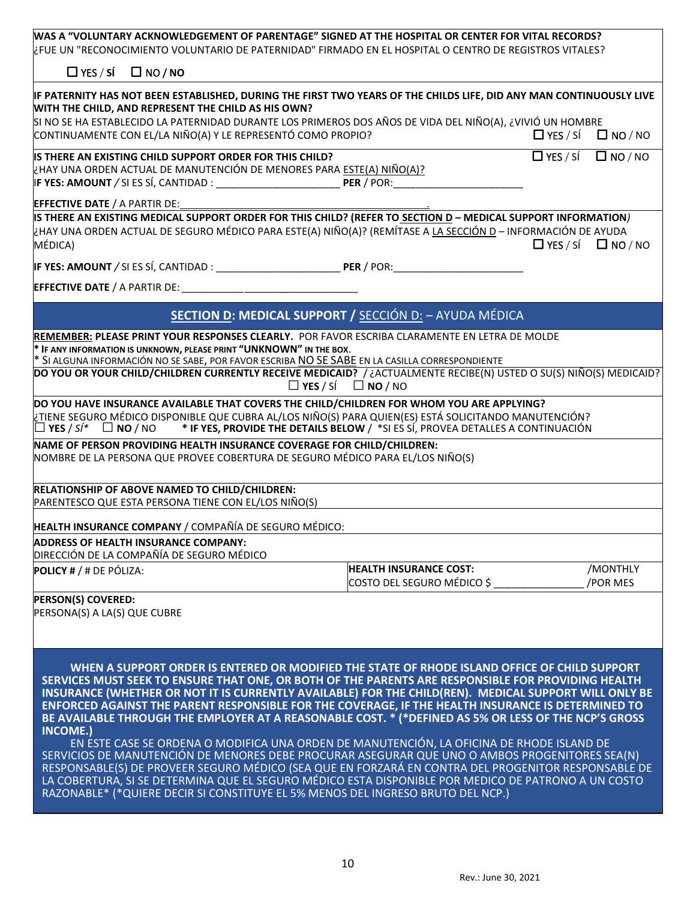**WAS A "VOLUNTARY ACKNOWLEDGEMENT OF PARENTAGE" SIGNED AT THE HOSPITAL OR CENTER FOR VITAL RECORDS?**
¿FUE UN "RECONOCIMIENTO VOLUNTARIO DE PATERNIDAD" FIRMADO EN EL HOSPITAL O CENTRO DE REGISTROS VITALES?

☐ YES / **SÍ** ☐ NO / **NO**

**IF PATERNITY HAS NOT BEEN ESTABLISHED, DURING THE FIRST TWO YEARS OF THE CHILDS LIFE, DID ANY MAN CONTINUOUSLY LIVE WITH THE CHILD, AND REPRESENT THE CHILD AS HIS OWN?**
SI NO SE HA ESTABLECIDO LA PATERNIDAD DURANTE LOS PRIMEROS DOS AÑOS DE VIDA DEL NIÑO(A), ¿VIVIÓ UN HOMBRE CONTINUAMENTE CON EL/LA NIÑO(A) Y LE REPRESENTÓ COMO PROPIO? ☐ YES / SÍ ☐ NO / NO

**IS THERE AN EXISTING CHILD SUPPORT ORDER FOR THIS CHILD?** ☐ YES / SÍ ☐ NO / NO
¿HAY UNA ORDEN ACTUAL DE MANUTENCIÓN DE MENORES PARA ESTE(A) NIÑO(A)?
**IF YES: AMOUNT** / SI ES SÍ, CANTIDAD : ____________________ **PER** / POR: ____________________

**EFFECTIVE DATE** / A PARTIR DE: ________________________________________.

**IS THERE AN EXISTING MEDICAL SUPPORT ORDER FOR THIS CHILD? (REFER TO SECTION D – MEDICAL SUPPORT INFORMATION)**
¿HAY UNA ORDEN ACTUAL DE SEGURO MÉDICO PARA ESTE(A) NIÑO(A)? (REMÍTASE A LA SECCIÓN D – INFORMACIÓN DE AYUDA MÉDICA) ☐ YES / SÍ ☐ NO / NO

**IF YES: AMOUNT** / SI ES SÍ, CANTIDAD : ____________________ **PER** / POR: ____________________

**EFFECTIVE DATE** / A PARTIR DE: ________________________________

## SECTION D: MEDICAL SUPPORT / SECCIÓN D: – AYUDA MÉDICA

**REMEMBER: PLEASE PRINT YOUR RESPONSES CLEARLY.** POR FAVOR ESCRIBA CLARAMENTE EN LETRA DE MOLDE
**\* IF ANY INFORMATION IS UNKNOWN, PLEASE PRINT "UNKNOWN" IN THE BOX.**
\* SI ALGUNA INFORMACIÓN NO SE SABE, POR FAVOR ESCRIBA NO SE SABE EN LA CASILLA CORRESPONDIENTE

**DO YOU OR YOUR CHILD/CHILDREN CURRENTLY RECEIVE MEDICAID?** / ¿ACTUALMENTE RECIBE(N) USTED O SU(S) NIÑO(S) MEDICAID?
☐ **YES** / SÍ ☐ **NO** / NO

**DO YOU HAVE INSURANCE AVAILABLE THAT COVERS THE CHILD/CHILDREN FOR WHOM YOU ARE APPLYING?**
¿TIENE SEGURO MÉDICO DISPONIBLE QUE CUBRA AL/LOS NIÑO(S) PARA QUIEN(ES) ESTÁ SOLICITANDO MANUTENCIÓN?
☐ **YES** / *SÍ\** ☐ **NO** / NO **\* IF YES, PROVIDE THE DETAILS BELOW** / \*SI ES SÍ, PROVEA DETALLES A CONTINUACIÓN

**NAME OF PERSON PROVIDING HEALTH INSURANCE COVERAGE FOR CHILD/CHILDREN:**
NOMBRE DE LA PERSONA QUE PROVEE COBERTURA DE SEGURO MÉDICO PARA EL/LOS NIÑO(S)

**RELATIONSHIP OF ABOVE NAMED TO CHILD/CHILDREN:**
PARENTESCO QUE ESTA PERSONA TIENE CON EL/LOS NIÑO(S)

**HEALTH INSURANCE COMPANY** / COMPAÑÍA DE SEGURO MÉDICO:

**ADDRESS OF HEALTH INSURANCE COMPANY:**
DIRECCIÓN DE LA COMPAÑÍA DE SEGURO MÉDICO

| **POLICY #** / # DE PÓLIZA: | **HEALTH INSURANCE COST:** COSTO DEL SEGURO MÉDICO $ ______________ | /MONTHLY /POR MES |
|---|---|---|

**PERSON(S) COVERED:**
PERSONA(S) A LA(S) QUE CUBRE

**WHEN A SUPPORT ORDER IS ENTERED OR MODIFIED THE STATE OF RHODE ISLAND OFFICE OF CHILD SUPPORT SERVICES MUST SEEK TO ENSURE THAT ONE, OR BOTH OF THE PARENTS ARE RESPONSIBLE FOR PROVIDING HEALTH INSURANCE (WHETHER OR NOT IT IS CURRENTLY AVAILABLE) FOR THE CHILD(REN). MEDICAL SUPPORT WILL ONLY BE ENFORCED AGAINST THE PARENT RESPONSIBLE FOR THE COVERAGE, IF THE HEALTH INSURANCE IS DETERMINED TO BE AVAILABLE THROUGH THE EMPLOYER AT A REASONABLE COST. \* (\*DEFINED AS 5% OR LESS OF THE NCP'S GROSS INCOME.)**

EN ESTE CASE SE ORDENA O MODIFICA UNA ORDEN DE MANUTENCIÓN, LA OFICINA DE RHODE ISLAND DE SERVICIOS DE MANUTENCIÓN DE MENORES DEBE PROCURAR ASEGURAR QUE UNO O AMBOS PROGENITORES SEA(N) RESPONSABLE(S) DE PROVEER SEGURO MÉDICO (SEA QUE EN FORZARÁ EN CONTRA DEL PROGENITOR RESPONSABLE DE LA COBERTURA, SI SE DETERMINA QUE EL SEGURO MÉDICO ESTA DISPONIBLE POR MEDICO DE PATRONO A UN COSTO RAZONABLE\* (\*QUIERE DECIR SI CONSTITUYE EL 5% MENOS DEL INGRESO BRUTO DEL NCP.)

Rev.: June 30, 2021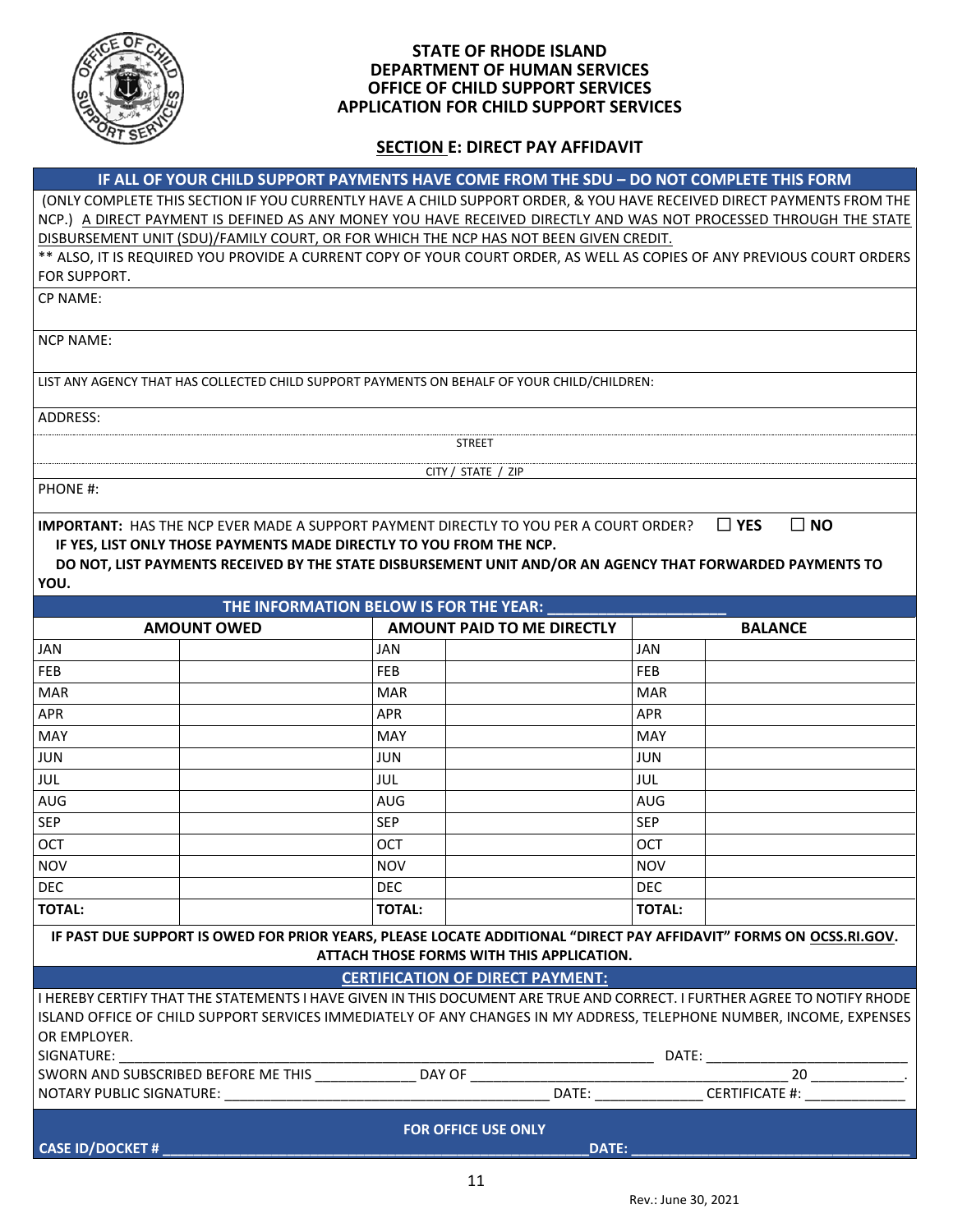**STATE OF RHODE ISLAND**
**DEPARTMENT OF HUMAN SERVICES**
**OFFICE OF CHILD SUPPORT SERVICES**
**APPLICATION FOR CHILD SUPPORT SERVICES**

## SECTION E: DIRECT PAY AFFIDAVIT

**IF ALL OF YOUR CHILD SUPPORT PAYMENTS HAVE COME FROM THE SDU – DO NOT COMPLETE THIS FORM**

(ONLY COMPLETE THIS SECTION IF YOU CURRENTLY HAVE A CHILD SUPPORT ORDER, & YOU HAVE RECEIVED DIRECT PAYMENTS FROM THE NCP.) A DIRECT PAYMENT IS DEFINED AS ANY MONEY YOU HAVE RECEIVED DIRECTLY AND WAS NOT PROCESSED THROUGH THE STATE DISBURSEMENT UNIT (SDU)/FAMILY COURT, OR FOR WHICH THE NCP HAS NOT BEEN GIVEN CREDIT.

** ALSO, IT IS REQUIRED YOU PROVIDE A CURRENT COPY OF YOUR COURT ORDER, AS WELL AS COPIES OF ANY PREVIOUS COURT ORDERS FOR SUPPORT.

CP NAME:

NCP NAME:

LIST ANY AGENCY THAT HAS COLLECTED CHILD SUPPORT PAYMENTS ON BEHALF OF YOUR CHILD/CHILDREN:

ADDRESS:

STREET

CITY / STATE / ZIP

PHONE #:

**IMPORTANT:** HAS THE NCP EVER MADE A SUPPORT PAYMENT DIRECTLY TO YOU PER A COURT ORDER? ☐ **YES** ☐ **NO**
**IF YES, LIST ONLY THOSE PAYMENTS MADE DIRECTLY TO YOU FROM THE NCP.**
**DO NOT, LIST PAYMENTS RECEIVED BY THE STATE DISBURSEMENT UNIT AND/OR AN AGENCY THAT FORWARDED PAYMENTS TO YOU.**

**THE INFORMATION BELOW IS FOR THE YEAR: ____________________**

| **AMOUNT OWED** | | **AMOUNT PAID TO ME DIRECTLY** | | **BALANCE** | |
|---|---|---|---|---|---|
| JAN | | JAN | | JAN | |
| FEB | | FEB | | FEB | |
| MAR | | MAR | | MAR | |
| APR | | APR | | APR | |
| MAY | | MAY | | MAY | |
| JUN | | JUN | | JUN | |
| JUL | | JUL | | JUL | |
| AUG | | AUG | | AUG | |
| SEP | | SEP | | SEP | |
| OCT | | OCT | | OCT | |
| NOV | | NOV | | NOV | |
| DEC | | DEC | | DEC | |
| **TOTAL:** | | **TOTAL:** | | **TOTAL:** | |

**IF PAST DUE SUPPORT IS OWED FOR PRIOR YEARS, PLEASE LOCATE ADDITIONAL "DIRECT PAY AFFIDAVIT" FORMS ON OCSS.RI.GOV. ATTACH THOSE FORMS WITH THIS APPLICATION.**

**CERTIFICATION OF DIRECT PAYMENT:**

I HEREBY CERTIFY THAT THE STATEMENTS I HAVE GIVEN IN THIS DOCUMENT ARE TRUE AND CORRECT. I FURTHER AGREE TO NOTIFY RHODE ISLAND OFFICE OF CHILD SUPPORT SERVICES IMMEDIATELY OF ANY CHANGES IN MY ADDRESS, TELEPHONE NUMBER, INCOME, EXPENSES OR EMPLOYER.

SIGNATURE: ______________________________________________________________ DATE: ________________________

SWORN AND SUBSCRIBED BEFORE ME THIS ____________ DAY OF ______________________________________ 20 ___________.

NOTARY PUBLIC SIGNATURE: ________________________________________ DATE: _____________ CERTIFICATE #: ____________

**FOR OFFICE USE ONLY**

**CASE ID/DOCKET # ___________________________________________________ DATE: _________________________________**

Rev.: June 30, 2021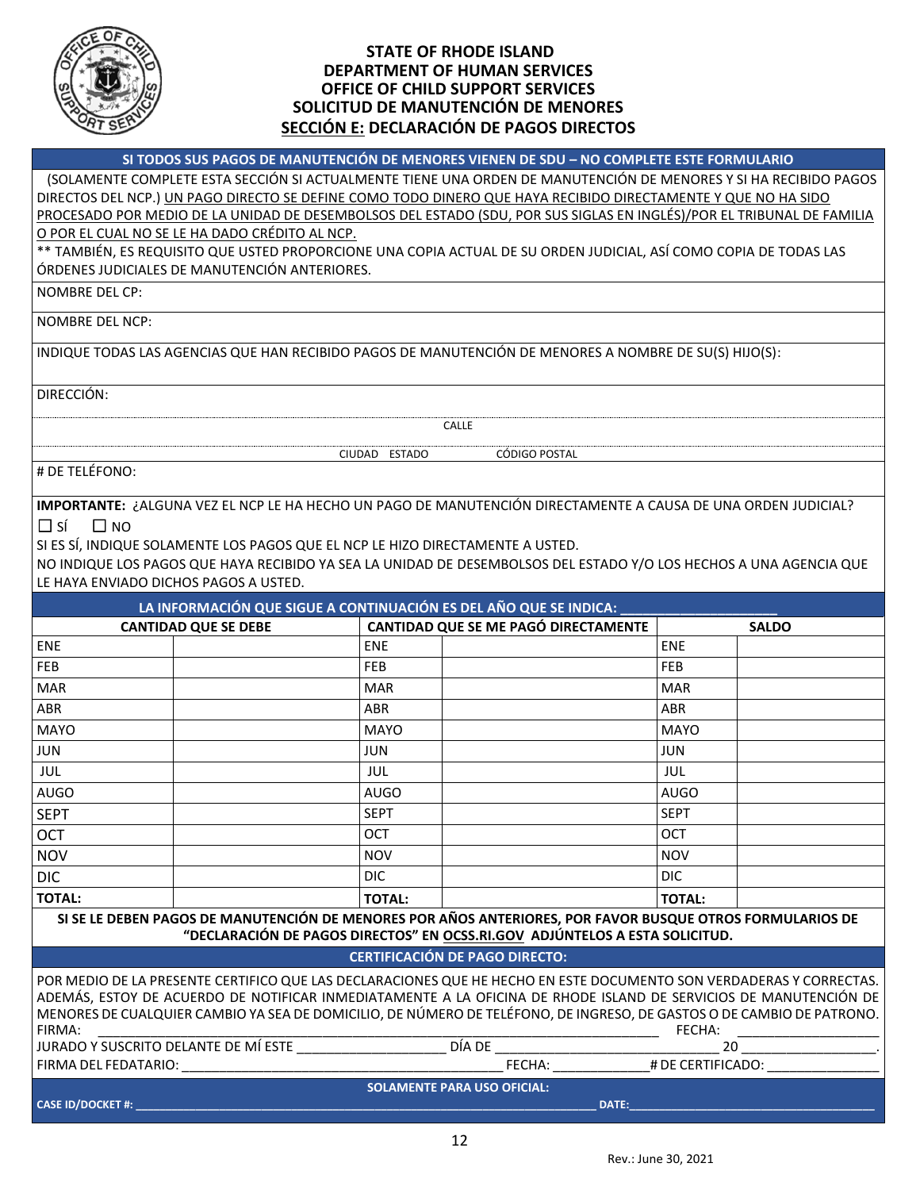# STATE OF RHODE ISLAND
# DEPARTMENT OF HUMAN SERVICES
# OFFICE OF CHILD SUPPORT SERVICES
# SOLICITUD DE MANUTENCIÓN DE MENORES
## SECCIÓN E: DECLARACIÓN DE PAGOS DIRECTOS

**SI TODOS SUS PAGOS DE MANUTENCIÓN DE MENORES VIENEN DE SDU – NO COMPLETE ESTE FORMULARIO**

(SOLAMENTE COMPLETE ESTA SECCIÓN SI ACTUALMENTE TIENE UNA ORDEN DE MANUTENCIÓN DE MENORES Y SI HA RECIBIDO PAGOS DIRECTOS DEL NCP.) UN PAGO DIRECTO SE DEFINE COMO TODO DINERO QUE HAYA RECIBIDO DIRECTAMENTE Y QUE NO HA SIDO PROCESADO POR MEDIO DE LA UNIDAD DE DESEMBOLSOS DEL ESTADO (SDU, POR SUS SIGLAS EN INGLÉS)/POR EL TRIBUNAL DE FAMILIA O POR EL CUAL NO SE LE HA DADO CRÉDITO AL NCP.

** TAMBIÉN, ES REQUISITO QUE USTED PROPORCIONE UNA COPIA ACTUAL DE SU ORDEN JUDICIAL, ASÍ COMO COPIA DE TODAS LAS ÓRDENES JUDICIALES DE MANUTENCIÓN ANTERIORES.

NOMBRE DEL CP:

NOMBRE DEL NCP:

INDIQUE TODAS LAS AGENCIAS QUE HAN RECIBIDO PAGOS DE MANUTENCIÓN DE MENORES A NOMBRE DE SU(S) HIJO(S):

DIRECCIÓN:

CALLE

CIUDAD ESTADO CÓDIGO POSTAL

# DE TELÉFONO:

**IMPORTANTE:** ¿ALGUNA VEZ EL NCP LE HA HECHO UN PAGO DE MANUTENCIÓN DIRECTAMENTE A CAUSA DE UNA ORDEN JUDICIAL?

☐ SÍ ☐ NO

SI ES SÍ, INDIQUE SOLAMENTE LOS PAGOS QUE EL NCP LE HIZO DIRECTAMENTE A USTED.

NO INDIQUE LOS PAGOS QUE HAYA RECIBIDO YA SEA LA UNIDAD DE DESEMBOLSOS DEL ESTADO Y/O LOS HECHOS A UNA AGENCIA QUE LE HAYA ENVIADO DICHOS PAGOS A USTED.

**LA INFORMACIÓN QUE SIGUE A CONTINUACIÓN ES DEL AÑO QUE SE INDICA: ____________________**

| CANTIDAD QUE SE DEBE | | CANTIDAD QUE SE ME PAGÓ DIRECTAMENTE | | SALDO | |
|---|---|---|---|---|---|
| ENE | | ENE | | ENE | |
| FEB | | FEB | | FEB | |
| MAR | | MAR | | MAR | |
| ABR | | ABR | | ABR | |
| MAYO | | MAYO | | MAYO | |
| JUN | | JUN | | JUN | |
| JUL | | JUL | | JUL | |
| AUGO | | AUGO | | AUGO | |
| SEPT | | SEPT | | SEPT | |
| OCT | | OCT | | OCT | |
| NOV | | NOV | | NOV | |
| DIC | | DIC | | DIC | |
| **TOTAL:** | | **TOTAL:** | | **TOTAL:** | |

**SI SE LE DEBEN PAGOS DE MANUTENCIÓN DE MENORES POR AÑOS ANTERIORES, POR FAVOR BUSQUE OTROS FORMULARIOS DE "DECLARACIÓN DE PAGOS DIRECTOS" EN OCSS.RI.GOV ADJÚNTELOS A ESTA SOLICITUD.**

**CERTIFICACIÓN DE PAGO DIRECTO:**

POR MEDIO DE LA PRESENTE CERTIFICO QUE LAS DECLARACIONES QUE HE HECHO EN ESTE DOCUMENTO SON VERDADERAS Y CORRECTAS. ADEMÁS, ESTOY DE ACUERDO DE NOTIFICAR INMEDIATAMENTE A LA OFICINA DE RHODE ISLAND DE SERVICIOS DE MANUTENCIÓN DE MENORES DE CUALQUIER CAMBIO YA SEA DE DOMICILIO, DE NÚMERO DE TELÉFONO, DE INGRESO, DE GASTOS O DE CAMBIO DE PATRONO.

FIRMA: ________________________________________ FECHA: ____________________

JURADO Y SUSCRITO DELANTE DE MÍ ESTE ____________________ DÍA DE ______________________________ 20 __________________.

FIRMA DEL FEDATARIO: ________________________________________ FECHA: _____________ # DE CERTIFICADO: _______________

**SOLAMENTE PARA USO OFICIAL:**

**CASE ID/DOCKET #:** ________________________________________ **DATE:** ________________________________________

Rev.: June 30, 2021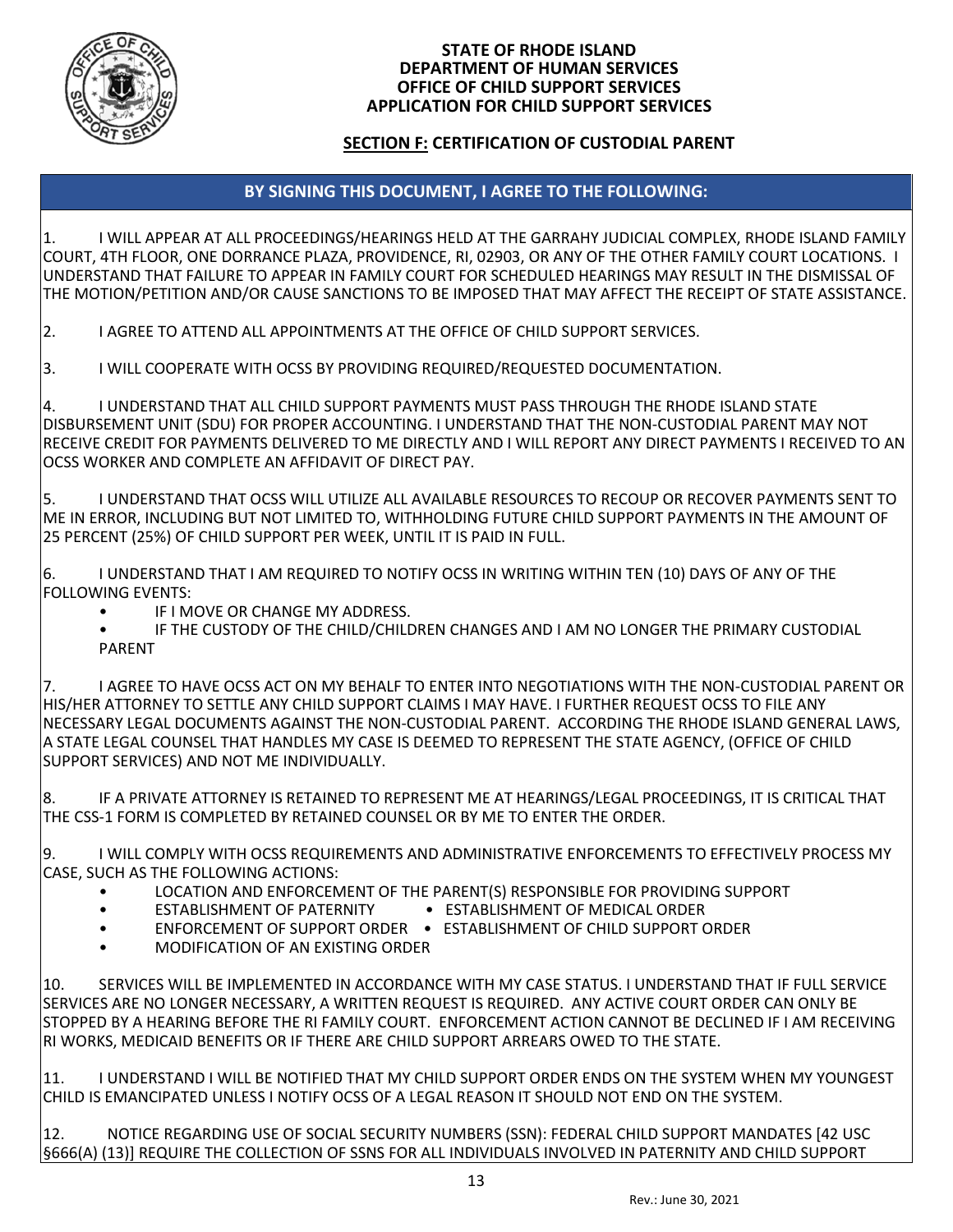**STATE OF RHODE ISLAND**
**DEPARTMENT OF HUMAN SERVICES**
**OFFICE OF CHILD SUPPORT SERVICES**
**APPLICATION FOR CHILD SUPPORT SERVICES**

## SECTION F: CERTIFICATION OF CUSTODIAL PARENT

### BY SIGNING THIS DOCUMENT, I AGREE TO THE FOLLOWING:

1. I WILL APPEAR AT ALL PROCEEDINGS/HEARINGS HELD AT THE GARRAHY JUDICIAL COMPLEX, RHODE ISLAND FAMILY COURT, 4TH FLOOR, ONE DORRANCE PLAZA, PROVIDENCE, RI, 02903, OR ANY OF THE OTHER FAMILY COURT LOCATIONS. I UNDERSTAND THAT FAILURE TO APPEAR IN FAMILY COURT FOR SCHEDULED HEARINGS MAY RESULT IN THE DISMISSAL OF THE MOTION/PETITION AND/OR CAUSE SANCTIONS TO BE IMPOSED THAT MAY AFFECT THE RECEIPT OF STATE ASSISTANCE.

2. I AGREE TO ATTEND ALL APPOINTMENTS AT THE OFFICE OF CHILD SUPPORT SERVICES.

3. I WILL COOPERATE WITH OCSS BY PROVIDING REQUIRED/REQUESTED DOCUMENTATION.

4. I UNDERSTAND THAT ALL CHILD SUPPORT PAYMENTS MUST PASS THROUGH THE RHODE ISLAND STATE DISBURSEMENT UNIT (SDU) FOR PROPER ACCOUNTING. I UNDERSTAND THAT THE NON-CUSTODIAL PARENT MAY NOT RECEIVE CREDIT FOR PAYMENTS DELIVERED TO ME DIRECTLY AND I WILL REPORT ANY DIRECT PAYMENTS I RECEIVED TO AN OCSS WORKER AND COMPLETE AN AFFIDAVIT OF DIRECT PAY.

5. I UNDERSTAND THAT OCSS WILL UTILIZE ALL AVAILABLE RESOURCES TO RECOUP OR RECOVER PAYMENTS SENT TO ME IN ERROR, INCLUDING BUT NOT LIMITED TO, WITHHOLDING FUTURE CHILD SUPPORT PAYMENTS IN THE AMOUNT OF 25 PERCENT (25%) OF CHILD SUPPORT PER WEEK, UNTIL IT IS PAID IN FULL.

6. I UNDERSTAND THAT I AM REQUIRED TO NOTIFY OCSS IN WRITING WITHIN TEN (10) DAYS OF ANY OF THE FOLLOWING EVENTS:
   - IF I MOVE OR CHANGE MY ADDRESS.
   - IF THE CUSTODY OF THE CHILD/CHILDREN CHANGES AND I AM NO LONGER THE PRIMARY CUSTODIAL PARENT

7. I AGREE TO HAVE OCSS ACT ON MY BEHALF TO ENTER INTO NEGOTIATIONS WITH THE NON-CUSTODIAL PARENT OR HIS/HER ATTORNEY TO SETTLE ANY CHILD SUPPORT CLAIMS I MAY HAVE. I FURTHER REQUEST OCSS TO FILE ANY NECESSARY LEGAL DOCUMENTS AGAINST THE NON-CUSTODIAL PARENT. ACCORDING THE RHODE ISLAND GENERAL LAWS, A STATE LEGAL COUNSEL THAT HANDLES MY CASE IS DEEMED TO REPRESENT THE STATE AGENCY, (OFFICE OF CHILD SUPPORT SERVICES) AND NOT ME INDIVIDUALLY.

8. IF A PRIVATE ATTORNEY IS RETAINED TO REPRESENT ME AT HEARINGS/LEGAL PROCEEDINGS, IT IS CRITICAL THAT THE CSS-1 FORM IS COMPLETED BY RETAINED COUNSEL OR BY ME TO ENTER THE ORDER.

9. I WILL COMPLY WITH OCSS REQUIREMENTS AND ADMINISTRATIVE ENFORCEMENTS TO EFFECTIVELY PROCESS MY CASE, SUCH AS THE FOLLOWING ACTIONS:
   - LOCATION AND ENFORCEMENT OF THE PARENT(S) RESPONSIBLE FOR PROVIDING SUPPORT
   - ESTABLISHMENT OF PATERNITY
   - ESTABLISHMENT OF MEDICAL ORDER
   - ENFORCEMENT OF SUPPORT ORDER
   - ESTABLISHMENT OF CHILD SUPPORT ORDER
   - MODIFICATION OF AN EXISTING ORDER

10. SERVICES WILL BE IMPLEMENTED IN ACCORDANCE WITH MY CASE STATUS. I UNDERSTAND THAT IF FULL SERVICE SERVICES ARE NO LONGER NECESSARY, A WRITTEN REQUEST IS REQUIRED. ANY ACTIVE COURT ORDER CAN ONLY BE STOPPED BY A HEARING BEFORE THE RI FAMILY COURT. ENFORCEMENT ACTION CANNOT BE DECLINED IF I AM RECEIVING RI WORKS, MEDICAID BENEFITS OR IF THERE ARE CHILD SUPPORT ARREARS OWED TO THE STATE.

11. I UNDERSTAND I WILL BE NOTIFIED THAT MY CHILD SUPPORT ORDER ENDS ON THE SYSTEM WHEN MY YOUNGEST CHILD IS EMANCIPATED UNLESS I NOTIFY OCSS OF A LEGAL REASON IT SHOULD NOT END ON THE SYSTEM.

12. NOTICE REGARDING USE OF SOCIAL SECURITY NUMBERS (SSN): FEDERAL CHILD SUPPORT MANDATES [42 USC §666(A) (13)] REQUIRE THE COLLECTION OF SSNS FOR ALL INDIVIDUALS INVOLVED IN PATERNITY AND CHILD SUPPORT

Rev.: June 30, 2021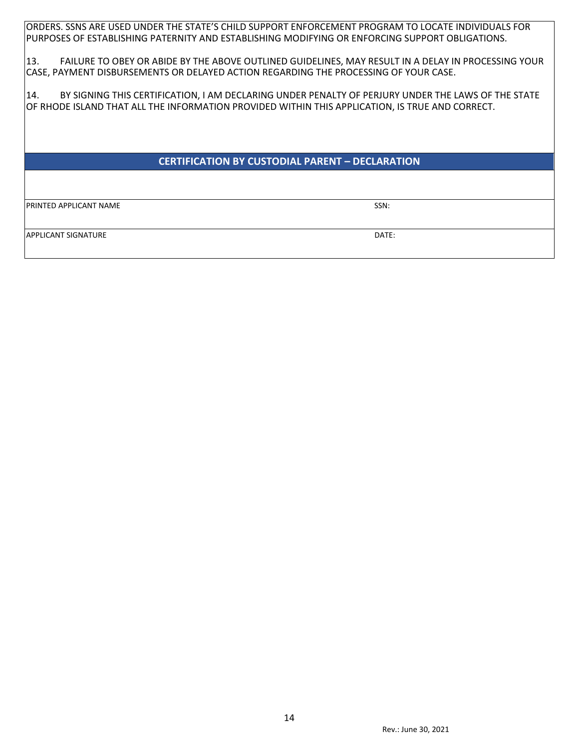ORDERS. SSNS ARE USED UNDER THE STATE'S CHILD SUPPORT ENFORCEMENT PROGRAM TO LOCATE INDIVIDUALS FOR PURPOSES OF ESTABLISHING PATERNITY AND ESTABLISHING MODIFYING OR ENFORCING SUPPORT OBLIGATIONS.

13. FAILURE TO OBEY OR ABIDE BY THE ABOVE OUTLINED GUIDELINES, MAY RESULT IN A DELAY IN PROCESSING YOUR CASE, PAYMENT DISBURSEMENTS OR DELAYED ACTION REGARDING THE PROCESSING OF YOUR CASE.

14. BY SIGNING THIS CERTIFICATION, I AM DECLARING UNDER PENALTY OF PERJURY UNDER THE LAWS OF THE STATE OF RHODE ISLAND THAT ALL THE INFORMATION PROVIDED WITHIN THIS APPLICATION, IS TRUE AND CORRECT.

## CERTIFICATION BY CUSTODIAL PARENT – DECLARATION

| | |
|---|---|
| PRINTED APPLICANT NAME | SSN: |
| APPLICANT SIGNATURE | DATE: |

Rev.: June 30, 2021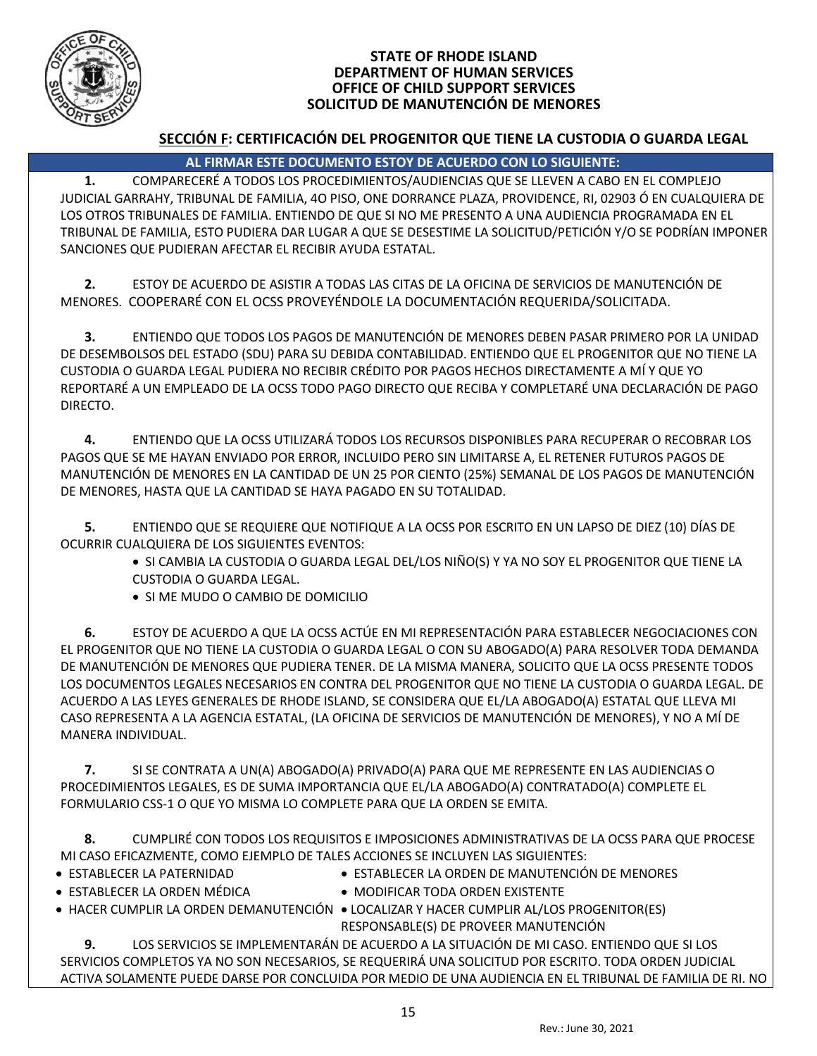**STATE OF RHODE ISLAND**
**DEPARTMENT OF HUMAN SERVICES**
**OFFICE OF CHILD SUPPORT SERVICES**
**SOLICITUD DE MANUTENCIÓN DE MENORES**

## SECCIÓN F: CERTIFICACIÓN DEL PROGENITOR QUE TIENE LA CUSTODIA O GUARDA LEGAL

**AL FIRMAR ESTE DOCUMENTO ESTOY DE ACUERDO CON LO SIGUIENTE:**

**1.** COMPARECERÉ A TODOS LOS PROCEDIMIENTOS/AUDIENCIAS QUE SE LLEVEN A CABO EN EL COMPLEJO JUDICIAL GARRAHY, TRIBUNAL DE FAMILIA, 4O PISO, ONE DORRANCE PLAZA, PROVIDENCE, RI, 02903 Ó EN CUALQUIERA DE LOS OTROS TRIBUNALES DE FAMILIA. ENTIENDO DE QUE SI NO ME PRESENTO A UNA AUDIENCIA PROGRAMADA EN EL TRIBUNAL DE FAMILIA, ESTO PUDIERA DAR LUGAR A QUE SE DESESTIME LA SOLICITUD/PETICIÓN Y/O SE PODRÍAN IMPONER SANCIONES QUE PUDIERAN AFECTAR EL RECIBIR AYUDA ESTATAL.

**2.** ESTOY DE ACUERDO DE ASISTIR A TODAS LAS CITAS DE LA OFICINA DE SERVICIOS DE MANUTENCIÓN DE MENORES. COOPERARÉ CON EL OCSS PROVEYÉNDOLE LA DOCUMENTACIÓN REQUERIDA/SOLICITADA.

**3.** ENTIENDO QUE TODOS LOS PAGOS DE MANUTENCIÓN DE MENORES DEBEN PASAR PRIMERO POR LA UNIDAD DE DESEMBOLSOS DEL ESTADO (SDU) PARA SU DEBIDA CONTABILIDAD. ENTIENDO QUE EL PROGENITOR QUE NO TIENE LA CUSTODIA O GUARDA LEGAL PUDIERA NO RECIBIR CRÉDITO POR PAGOS HECHOS DIRECTAMENTE A MÍ Y QUE YO REPORTARÉ A UN EMPLEADO DE LA OCSS TODO PAGO DIRECTO QUE RECIBA Y COMPLETARÉ UNA DECLARACIÓN DE PAGO DIRECTO.

**4.** ENTIENDO QUE LA OCSS UTILIZARÁ TODOS LOS RECURSOS DISPONIBLES PARA RECUPERAR O RECOBRAR LOS PAGOS QUE SE ME HAYAN ENVIADO POR ERROR, INCLUIDO PERO SIN LIMITARSE A, EL RETENER FUTUROS PAGOS DE MANUTENCIÓN DE MENORES EN LA CANTIDAD DE UN 25 POR CIENTO (25%) SEMANAL DE LOS PAGOS DE MANUTENCIÓN DE MENORES, HASTA QUE LA CANTIDAD SE HAYA PAGADO EN SU TOTALIDAD.

**5.** ENTIENDO QUE SE REQUIERE QUE NOTIFIQUE A LA OCSS POR ESCRITO EN UN LAPSO DE DIEZ (10) DÍAS DE OCURRIR CUALQUIERA DE LOS SIGUIENTES EVENTOS:

- SI CAMBIA LA CUSTODIA O GUARDA LEGAL DEL/LOS NIÑO(S) Y YA NO SOY EL PROGENITOR QUE TIENE LA CUSTODIA O GUARDA LEGAL.
- SI ME MUDO O CAMBIO DE DOMICILIO

**6.** ESTOY DE ACUERDO A QUE LA OCSS ACTÚE EN MI REPRESENTACIÓN PARA ESTABLECER NEGOCIACIONES CON EL PROGENITOR QUE NO TIENE LA CUSTODIA O GUARDA LEGAL O CON SU ABOGADO(A) PARA RESOLVER TODA DEMANDA DE MANUTENCIÓN DE MENORES QUE PUDIERA TENER. DE LA MISMA MANERA, SOLICITO QUE LA OCSS PRESENTE TODOS LOS DOCUMENTOS LEGALES NECESARIOS EN CONTRA DEL PROGENITOR QUE NO TIENE LA CUSTODIA O GUARDA LEGAL. DE ACUERDO A LAS LEYES GENERALES DE RHODE ISLAND, SE CONSIDERA QUE EL/LA ABOGADO(A) ESTATAL QUE LLEVA MI CASO REPRESENTA A LA AGENCIA ESTATAL, (LA OFICINA DE SERVICIOS DE MANUTENCIÓN DE MENORES), Y NO A MÍ DE MANERA INDIVIDUAL.

**7.** SI SE CONTRATA A UN(A) ABOGADO(A) PRIVADO(A) PARA QUE ME REPRESENTE EN LAS AUDIENCIAS O PROCEDIMIENTOS LEGALES, ES DE SUMA IMPORTANCIA QUE EL/LA ABOGADO(A) CONTRATADO(A) COMPLETE EL FORMULARIO CSS-1 O QUE YO MISMA LO COMPLETE PARA QUE LA ORDEN SE EMITA.

**8.** CUMPLIRÉ CON TODOS LOS REQUISITOS E IMPOSICIONES ADMINISTRATIVAS DE LA OCSS PARA QUE PROCESE MI CASO EFICAZMENTE, COMO EJEMPLO DE TALES ACCIONES SE INCLUYEN LAS SIGUIENTES:

- ESTABLECER LA PATERNIDAD
- ESTABLECER LA ORDEN DE MANUTENCIÓN DE MENORES
- ESTABLECER LA ORDEN MÉDICA
- MODIFICAR TODA ORDEN EXISTENTE
- HACER CUMPLIR LA ORDEN DEMANUTENCIÓN
- LOCALIZAR Y HACER CUMPLIR AL/LOS PROGENITOR(ES) RESPONSABLE(S) DE PROVEER MANUTENCIÓN

**9.** LOS SERVICIOS SE IMPLEMENTARÁN DE ACUERDO A LA SITUACIÓN DE MI CASO. ENTIENDO QUE SI LOS SERVICIOS COMPLETOS YA NO SON NECESARIOS, SE REQUERIRÁ UNA SOLICITUD POR ESCRITO. TODA ORDEN JUDICIAL ACTIVA SOLAMENTE PUEDE DARSE POR CONCLUIDA POR MEDIO DE UNA AUDIENCIA EN EL TRIBUNAL DE FAMILIA DE RI. NO

Rev.: June 30, 2021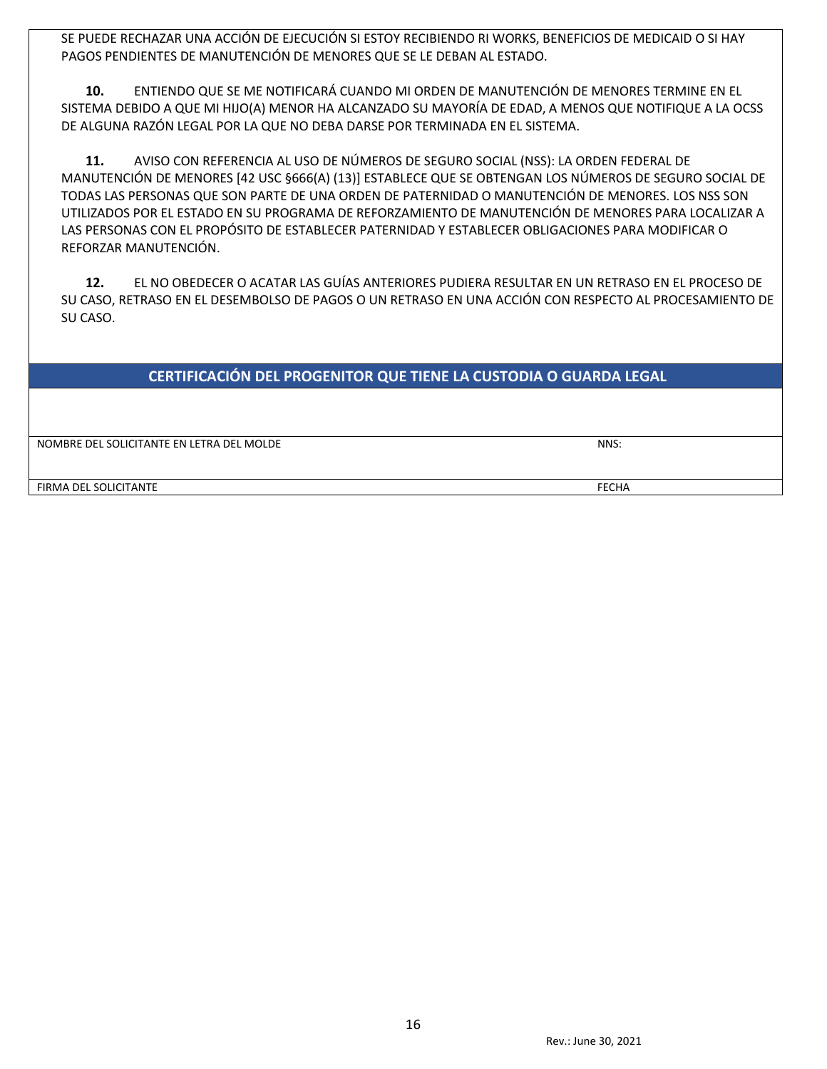SE PUEDE RECHAZAR UNA ACCIÓN DE EJECUCIÓN SI ESTOY RECIBIENDO RI WORKS, BENEFICIOS DE MEDICAID O SI HAY PAGOS PENDIENTES DE MANUTENCIÓN DE MENORES QUE SE LE DEBAN AL ESTADO.

**10.** ENTIENDO QUE SE ME NOTIFICARÁ CUANDO MI ORDEN DE MANUTENCIÓN DE MENORES TERMINE EN EL SISTEMA DEBIDO A QUE MI HIJO(A) MENOR HA ALCANZADO SU MAYORÍA DE EDAD, A MENOS QUE NOTIFIQUE A LA OCSS DE ALGUNA RAZÓN LEGAL POR LA QUE NO DEBA DARSE POR TERMINADA EN EL SISTEMA.

**11.** AVISO CON REFERENCIA AL USO DE NÚMEROS DE SEGURO SOCIAL (NSS): LA ORDEN FEDERAL DE MANUTENCIÓN DE MENORES [42 USC §666(A) (13)] ESTABLECE QUE SE OBTENGAN LOS NÚMEROS DE SEGURO SOCIAL DE TODAS LAS PERSONAS QUE SON PARTE DE UNA ORDEN DE PATERNIDAD O MANUTENCIÓN DE MENORES. LOS NSS SON UTILIZADOS POR EL ESTADO EN SU PROGRAMA DE REFORZAMIENTO DE MANUTENCIÓN DE MENORES PARA LOCALIZAR A LAS PERSONAS CON EL PROPÓSITO DE ESTABLECER PATERNIDAD Y ESTABLECER OBLIGACIONES PARA MODIFICAR O REFORZAR MANUTENCIÓN.

**12.** EL NO OBEDECER O ACATAR LAS GUÍAS ANTERIORES PUDIERA RESULTAR EN UN RETRASO EN EL PROCESO DE SU CASO, RETRASO EN EL DESEMBOLSO DE PAGOS O UN RETRASO EN UNA ACCIÓN CON RESPECTO AL PROCESAMIENTO DE SU CASO.

## CERTIFICACIÓN DEL PROGENITOR QUE TIENE LA CUSTODIA O GUARDA LEGAL

| | |
|---|---|
| NOMBRE DEL SOLICITANTE EN LETRA DEL MOLDE | NNS: |
| FIRMA DEL SOLICITANTE | FECHA |

Rev.: June 30, 2021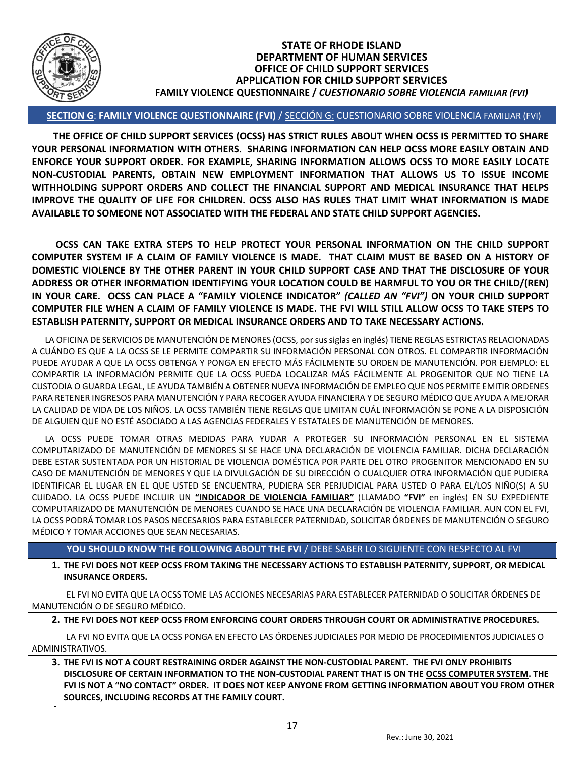**STATE OF RHODE ISLAND**
**DEPARTMENT OF HUMAN SERVICES**
**OFFICE OF CHILD SUPPORT SERVICES**
**APPLICATION FOR CHILD SUPPORT SERVICES**
**FAMILY VIOLENCE QUESTIONNAIRE /** ***CUESTIONARIO SOBRE VIOLENCIA FAMILIAR (FVI)***

## SECTION G: FAMILY VIOLENCE QUESTIONNAIRE (FVI) / SECCIÓN G: CUESTIONARIO SOBRE VIOLENCIA FAMILIAR (FVI)

**THE OFFICE OF CHILD SUPPORT SERVICES (OCSS) HAS STRICT RULES ABOUT WHEN OCSS IS PERMITTED TO SHARE YOUR PERSONAL INFORMATION WITH OTHERS. SHARING INFORMATION CAN HELP OCSS MORE EASILY OBTAIN AND ENFORCE YOUR SUPPORT ORDER. FOR EXAMPLE, SHARING INFORMATION ALLOWS OCSS TO MORE EASILY LOCATE NON-CUSTODIAL PARENTS, OBTAIN NEW EMPLOYMENT INFORMATION THAT ALLOWS US TO ISSUE INCOME WITHHOLDING SUPPORT ORDERS AND COLLECT THE FINANCIAL SUPPORT AND MEDICAL INSURANCE THAT HELPS IMPROVE THE QUALITY OF LIFE FOR CHILDREN. OCSS ALSO HAS RULES THAT LIMIT WHAT INFORMATION IS MADE AVAILABLE TO SOMEONE NOT ASSOCIATED WITH THE FEDERAL AND STATE CHILD SUPPORT AGENCIES.**

**OCSS CAN TAKE EXTRA STEPS TO HELP PROTECT YOUR PERSONAL INFORMATION ON THE CHILD SUPPORT COMPUTER SYSTEM IF A CLAIM OF FAMILY VIOLENCE IS MADE. THAT CLAIM MUST BE BASED ON A HISTORY OF DOMESTIC VIOLENCE BY THE OTHER PARENT IN YOUR CHILD SUPPORT CASE AND THAT THE DISCLOSURE OF YOUR ADDRESS OR OTHER INFORMATION IDENTIFYING YOUR LOCATION COULD BE HARMFUL TO YOU OR THE CHILD/(REN) IN YOUR CARE. OCSS CAN PLACE A "FAMILY VIOLENCE INDICATOR"** ***(CALLED AN "FVI")*** **ON YOUR CHILD SUPPORT COMPUTER FILE WHEN A CLAIM OF FAMILY VIOLENCE IS MADE. THE FVI WILL STILL ALLOW OCSS TO TAKE STEPS TO ESTABLISH PATERNITY, SUPPORT OR MEDICAL INSURANCE ORDERS AND TO TAKE NECESSARY ACTIONS.**

LA OFICINA DE SERVICIOS DE MANUTENCIÓN DE MENORES (OCSS, por sus siglas en inglés) TIENE REGLAS ESTRICTAS RELACIONADAS A CUÁNDO ES QUE A LA OCSS SE LE PERMITE COMPARTIR SU INFORMACIÓN PERSONAL CON OTROS. EL COMPARTIR INFORMACIÓN PUEDE AYUDAR A QUE LA OCSS OBTENGA Y PONGA EN EFECTO MÁS FÁCILMENTE SU ORDEN DE MANUTENCIÓN. POR EJEMPLO: EL COMPARTIR LA INFORMACIÓN PERMITE QUE LA OCSS PUEDA LOCALIZAR MÁS FÁCILMENTE AL PROGENITOR QUE NO TIENE LA CUSTODIA O GUARDA LEGAL, LE AYUDA TAMBIÉN A OBTENER NUEVA INFORMACIÓN DE EMPLEO QUE NOS PERMITE EMITIR ORDENES PARA RETENER INGRESOS PARA MANUTENCIÓN Y PARA RECOGER AYUDA FINANCIERA Y DE SEGURO MÉDICO QUE AYUDA A MEJORAR LA CALIDAD DE VIDA DE LOS NIÑOS. LA OCSS TAMBIÉN TIENE REGLAS QUE LIMITAN CUÁL INFORMACIÓN SE PONE A LA DISPOSICIÓN DE ALGUIEN QUE NO ESTÉ ASOCIADO A LAS AGENCIAS FEDERALES Y ESTATALES DE MANUTENCIÓN DE MENORES.

LA OCSS PUEDE TOMAR OTRAS MEDIDAS PARA YUDAR A PROTEGER SU INFORMACIÓN PERSONAL EN EL SISTEMA COMPUTARIZADO DE MANUTENCIÓN DE MENORES SI SE HACE UNA DECLARACIÓN DE VIOLENCIA FAMILIAR. DICHA DECLARACIÓN DEBE ESTAR SUSTENTADA POR UN HISTORIAL DE VIOLENCIA DOMÉSTICA POR PARTE DEL OTRO PROGENITOR MENCIONADO EN SU CASO DE MANUTENCIÓN DE MENORES Y QUE LA DIVULGACIÓN DE SU DIRECCIÓN O CUALQUIER OTRA INFORMACIÓN QUE PUDIERA IDENTIFICAR EL LUGAR EN EL QUE USTED SE ENCUENTRA, PUDIERA SER PERJUDICIAL PARA USTED O PARA EL/LOS NIÑO(S) A SU CUIDADO. LA OCSS PUEDE INCLUIR UN **"INDICADOR DE VIOLENCIA FAMILIAR"** (LLAMADO **"FVI"** en inglés) EN SU EXPEDIENTE COMPUTARIZADO DE MANUTENCIÓN DE MENORES CUANDO SE HACE UNA DECLARACIÓN DE VIOLENCIA FAMILIAR. AUN CON EL FVI, LA OCSS PODRÁ TOMAR LOS PASOS NECESARIOS PARA ESTABLECER PATERNIDAD, SOLICITAR ÓRDENES DE MANUTENCIÓN O SEGURO MÉDICO Y TOMAR ACCIONES QUE SEAN NECESARIAS.

### YOU SHOULD KNOW THE FOLLOWING ABOUT THE FVI / DEBE SABER LO SIGUIENTE CON RESPECTO AL FVI

1. **THE FVI DOES NOT KEEP OCSS FROM TAKING THE NECESSARY ACTIONS TO ESTABLISH PATERNITY, SUPPORT, OR MEDICAL INSURANCE ORDERS.**

   EL FVI NO EVITA QUE LA OCSS TOME LAS ACCIONES NECESARIAS PARA ESTABLECER PATERNIDAD O SOLICITAR ÓRDENES DE MANUTENCIÓN O DE SEGURO MÉDICO.

2. **THE FVI DOES NOT KEEP OCSS FROM ENFORCING COURT ORDERS THROUGH COURT OR ADMINISTRATIVE PROCEDURES.**

   LA FVI NO EVITA QUE LA OCSS PONGA EN EFECTO LAS ÓRDENES JUDICIALES POR MEDIO DE PROCEDIMIENTOS JUDICIALES O ADMINISTRATIVOS.

3. **THE FVI IS NOT A COURT RESTRAINING ORDER AGAINST THE NON-CUSTODIAL PARENT. THE FVI ONLY PROHIBITS DISCLOSURE OF CERTAIN INFORMATION TO THE NON-CUSTODIAL PARENT THAT IS ON THE OCSS COMPUTER SYSTEM. THE FVI IS NOT A "NO CONTACT" ORDER. IT DOES NOT KEEP ANYONE FROM GETTING INFORMATION ABOUT YOU FROM OTHER SOURCES, INCLUDING RECORDS AT THE FAMILY COURT.**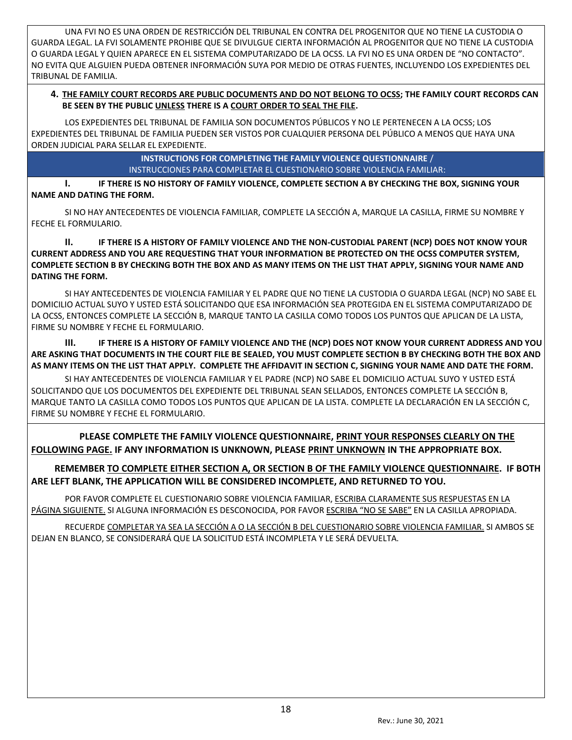UNA FVI NO ES UNA ORDEN DE RESTRICCIÓN DEL TRIBUNAL EN CONTRA DEL PROGENITOR QUE NO TIENE LA CUSTODIA O GUARDA LEGAL. LA FVI SOLAMENTE PROHIBE QUE SE DIVULGUE CIERTA INFORMACIÓN AL PROGENITOR QUE NO TIENE LA CUSTODIA O GUARDA LEGAL Y QUIEN APARECE EN EL SISTEMA COMPUTARIZADO DE LA OCSS. LA FVI NO ES UNA ORDEN DE "NO CONTACTO". NO EVITA QUE ALGUIEN PUEDA OBTENER INFORMACIÓN SUYA POR MEDIO DE OTRAS FUENTES, INCLUYENDO LOS EXPEDIENTES DEL TRIBUNAL DE FAMILIA.

**4. <u>THE FAMILY COURT RECORDS ARE PUBLIC DOCUMENTS AND DO NOT BELONG TO OCSS</u>; THE FAMILY COURT RECORDS CAN BE SEEN BY THE PUBLIC <u>UNLESS</u> THERE IS A <u>COURT ORDER TO SEAL THE FILE</u>.**

LOS EXPEDIENTES DEL TRIBUNAL DE FAMILIA SON DOCUMENTOS PÚBLICOS Y NO LE PERTENECEN A LA OCSS; LOS EXPEDIENTES DEL TRIBUNAL DE FAMILIA PUEDEN SER VISTOS POR CUALQUIER PERSONA DEL PÚBLICO A MENOS QUE HAYA UNA ORDEN JUDICIAL PARA SELLAR EL EXPEDIENTE.

## INSTRUCTIONS FOR COMPLETING THE FAMILY VIOLENCE QUESTIONNAIRE / INSTRUCCIONES PARA COMPLETAR EL CUESTIONARIO SOBRE VIOLENCIA FAMILIAR:

**I. IF THERE IS NO HISTORY OF FAMILY VIOLENCE, COMPLETE SECTION A BY CHECKING THE BOX, SIGNING YOUR NAME AND DATING THE FORM.**

SI NO HAY ANTECEDENTES DE VIOLENCIA FAMILIAR, COMPLETE LA SECCIÓN A, MARQUE LA CASILLA, FIRME SU NOMBRE Y FECHE EL FORMULARIO.

**II. IF THERE IS A HISTORY OF FAMILY VIOLENCE AND THE NON-CUSTODIAL PARENT (NCP) DOES NOT KNOW YOUR CURRENT ADDRESS AND YOU ARE REQUESTING THAT YOUR INFORMATION BE PROTECTED ON THE OCSS COMPUTER SYSTEM, COMPLETE SECTION B BY CHECKING BOTH THE BOX AND AS MANY ITEMS ON THE LIST THAT APPLY, SIGNING YOUR NAME AND DATING THE FORM.**

SI HAY ANTECEDENTES DE VIOLENCIA FAMILIAR Y EL PADRE QUE NO TIENE LA CUSTODIA O GUARDA LEGAL (NCP) NO SABE EL DOMICILIO ACTUAL SUYO Y USTED ESTÁ SOLICITANDO QUE ESA INFORMACIÓN SEA PROTEGIDA EN EL SISTEMA COMPUTARIZADO DE LA OCSS, ENTONCES COMPLETE LA SECCIÓN B, MARQUE TANTO LA CASILLA COMO TODOS LOS PUNTOS QUE APLICAN DE LA LISTA, FIRME SU NOMBRE Y FECHE EL FORMULARIO.

**III. IF THERE IS A HISTORY OF FAMILY VIOLENCE AND THE (NCP) DOES NOT KNOW YOUR CURRENT ADDRESS AND YOU ARE ASKING THAT DOCUMENTS IN THE COURT FILE BE SEALED, YOU MUST COMPLETE SECTION B BY CHECKING BOTH THE BOX AND AS MANY ITEMS ON THE LIST THAT APPLY. COMPLETE THE AFFIDAVIT IN SECTION C, SIGNING YOUR NAME AND DATE THE FORM.**

SI HAY ANTECEDENTES DE VIOLENCIA FAMILIAR Y EL PADRE (NCP) NO SABE EL DOMICILIO ACTUAL SUYO Y USTED ESTÁ SOLICITANDO QUE LOS DOCUMENTOS DEL EXPEDIENTE DEL TRIBUNAL SEAN SELLADOS, ENTONCES COMPLETE LA SECCIÓN B, MARQUE TANTO LA CASILLA COMO TODOS LOS PUNTOS QUE APLICAN DE LA LISTA. COMPLETE LA DECLARACIÓN EN LA SECCIÓN C, FIRME SU NOMBRE Y FECHE EL FORMULARIO.

**PLEASE COMPLETE THE FAMILY VIOLENCE QUESTIONNAIRE, <u>PRINT YOUR RESPONSES CLEARLY ON THE FOLLOWING PAGE.</u> IF ANY INFORMATION IS UNKNOWN, PLEASE <u>PRINT UNKNOWN</u> IN THE APPROPRIATE BOX.**

**REMEMBER <u>TO COMPLETE EITHER SECTION A, OR SECTION B OF THE FAMILY VIOLENCE QUESTIONNAIRE</u>. IF BOTH ARE LEFT BLANK, THE APPLICATION WILL BE CONSIDERED INCOMPLETE, AND RETURNED TO YOU.**

POR FAVOR COMPLETE EL CUESTIONARIO SOBRE VIOLENCIA FAMILIAR, <u>ESCRIBA CLARAMENTE SUS RESPUESTAS EN LA PÁGINA SIGUIENTE.</u> SI ALGUNA INFORMACIÓN ES DESCONOCIDA, POR FAVOR <u>ESCRIBA "NO SE SABE"</u> EN LA CASILLA APROPIADA.

RECUERDE <u>COMPLETAR YA SEA LA SECCIÓN A O LA SECCIÓN B DEL CUESTIONARIO SOBRE VIOLENCIA FAMILIAR.</u> SI AMBOS SE DEJAN EN BLANCO, SE CONSIDERARÁ QUE LA SOLICITUD ESTÁ INCOMPLETA Y LE SERÁ DEVUELTA.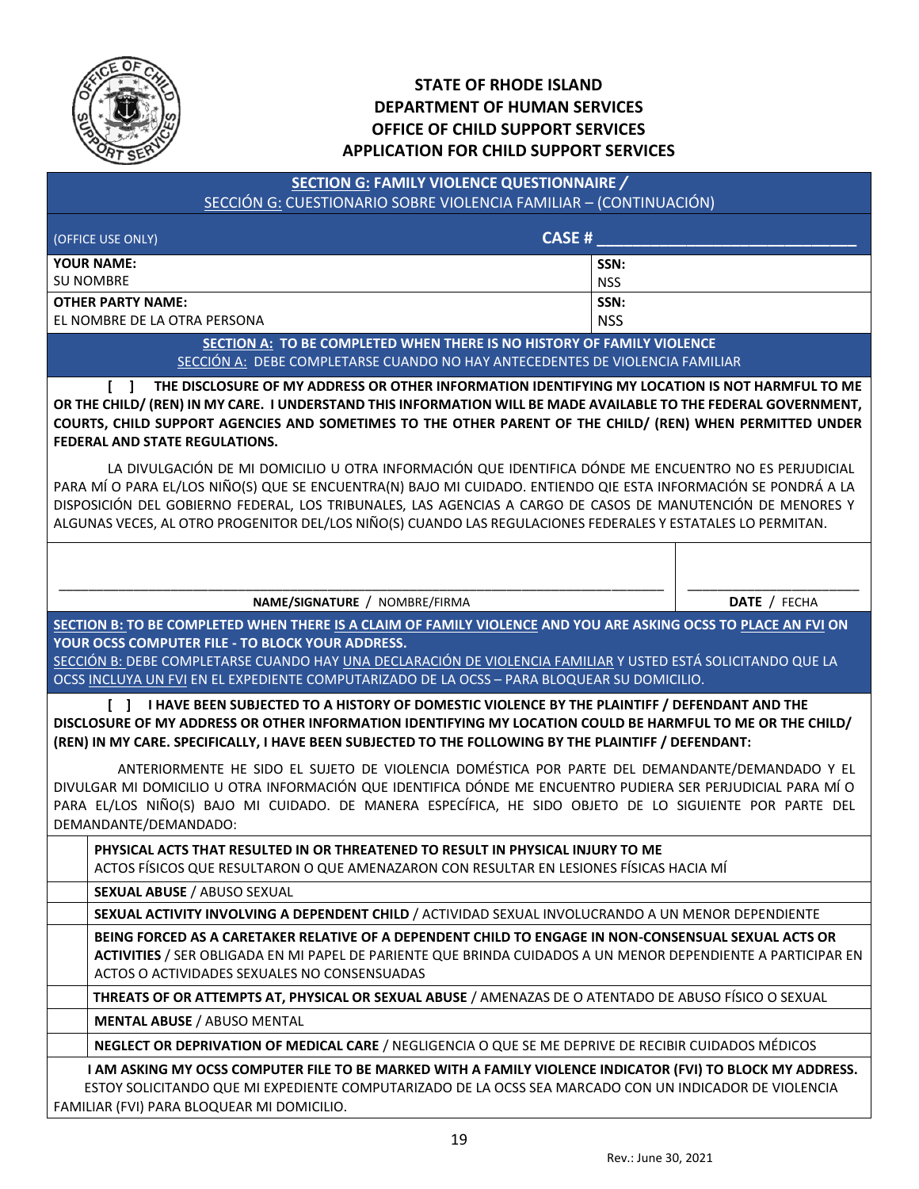# STATE OF RHODE ISLAND
## DEPARTMENT OF HUMAN SERVICES
## OFFICE OF CHILD SUPPORT SERVICES
## APPLICATION FOR CHILD SUPPORT SERVICES

**SECTION G: FAMILY VIOLENCE QUESTIONNAIRE /**
SECCIÓN G: CUESTIONARIO SOBRE VIOLENCIA FAMILIAR – (CONTINUACIÓN)

| (OFFICE USE ONLY) | **CASE #** ____________________________ |
|---|---|
| **YOUR NAME:** SU NOMBRE | **SSN:** NSS |
| **OTHER PARTY NAME:** EL NOMBRE DE LA OTRA PERSONA | **SSN:** NSS |

**SECTION A: TO BE COMPLETED WHEN THERE IS NO HISTORY OF FAMILY VIOLENCE**
SECCIÓN A: DEBE COMPLETARSE CUANDO NO HAY ANTECEDENTES DE VIOLENCIA FAMILIAR

**[ ] THE DISCLOSURE OF MY ADDRESS OR OTHER INFORMATION IDENTIFYING MY LOCATION IS NOT HARMFUL TO ME OR THE CHILD/ (REN) IN MY CARE. I UNDERSTAND THIS INFORMATION WILL BE MADE AVAILABLE TO THE FEDERAL GOVERNMENT, COURTS, CHILD SUPPORT AGENCIES AND SOMETIMES TO THE OTHER PARENT OF THE CHILD/ (REN) WHEN PERMITTED UNDER FEDERAL AND STATE REGULATIONS.**

LA DIVULGACIÓN DE MI DOMICILIO U OTRA INFORMACIÓN QUE IDENTIFICA DÓNDE ME ENCUENTRO NO ES PERJUDICIAL PARA MÍ O PARA EL/LOS NIÑO(S) QUE SE ENCUENTRA(N) BAJO MI CUIDADO. ENTIENDO QIE ESTA INFORMACIÓN SE PONDRÁ A LA DISPOSICIÓN DEL GOBIERNO FEDERAL, LOS TRIBUNALES, LAS AGENCIAS A CARGO DE CASOS DE MANUTENCIÓN DE MENORES Y ALGUNAS VECES, AL OTRO PROGENITOR DEL/LOS NIÑO(S) CUANDO LAS REGULACIONES FEDERALES Y ESTATALES LO PERMITAN.

| ____________________________________________ **NAME/SIGNATURE** / NOMBRE/FIRMA | ____________________ **DATE** / FECHA |
|---|---|

**SECTION B: TO BE COMPLETED WHEN THERE IS A CLAIM OF FAMILY VIOLENCE AND YOU ARE ASKING OCSS TO PLACE AN FVI ON YOUR OCSS COMPUTER FILE - TO BLOCK YOUR ADDRESS.**
SECCIÓN B: DEBE COMPLETARSE CUANDO HAY UNA DECLARACIÓN DE VIOLENCIA FAMILIAR Y USTED ESTÁ SOLICITANDO QUE LA OCSS INCLUYA UN FVI EN EL EXPEDIENTE COMPUTARIZADO DE LA OCSS – PARA BLOQUEAR SU DOMICILIO.

**[ ] I HAVE BEEN SUBJECTED TO A HISTORY OF DOMESTIC VIOLENCE BY THE PLAINTIFF / DEFENDANT AND THE DISCLOSURE OF MY ADDRESS OR OTHER INFORMATION IDENTIFYING MY LOCATION COULD BE HARMFUL TO ME OR THE CHILD/ (REN) IN MY CARE. SPECIFICALLY, I HAVE BEEN SUBJECTED TO THE FOLLOWING BY THE PLAINTIFF / DEFENDANT:**

ANTERIORMENTE HE SIDO EL SUJETO DE VIOLENCIA DOMÉSTICA POR PARTE DEL DEMANDANTE/DEMANDADO Y EL DIVULGAR MI DOMICILIO U OTRA INFORMACIÓN QUE IDENTIFICA DÓNDE ME ENCUENTRO PUDIERA SER PERJUDICIAL PARA MÍ O PARA EL/LOS NIÑO(S) BAJO MI CUIDADO. DE MANERA ESPECÍFICA, HE SIDO OBJETO DE LO SIGUIENTE POR PARTE DEL DEMANDANTE/DEMANDADO:

| | |
|---|---|
| | **PHYSICAL ACTS THAT RESULTED IN OR THREATENED TO RESULT IN PHYSICAL INJURY TO ME** ACTOS FÍSICOS QUE RESULTARON O QUE AMENAZARON CON RESULTAR EN LESIONES FÍSICAS HACIA MÍ |
| | **SEXUAL ABUSE** / ABUSO SEXUAL |
| | **SEXUAL ACTIVITY INVOLVING A DEPENDENT CHILD** / ACTIVIDAD SEXUAL INVOLUCRANDO A UN MENOR DEPENDIENTE |
| | **BEING FORCED AS A CARETAKER RELATIVE OF A DEPENDENT CHILD TO ENGAGE IN NON-CONSENSUAL SEXUAL ACTS OR ACTIVITIES** / SER OBLIGADA EN MI PAPEL DE PARIENTE QUE BRINDA CUIDADOS A UN MENOR DEPENDIENTE A PARTICIPAR EN ACTOS O ACTIVIDADES SEXUALES NO CONSENSUADAS |
| | **THREATS OF OR ATTEMPTS AT, PHYSICAL OR SEXUAL ABUSE** / AMENAZAS DE O ATENTADO DE ABUSO FÍSICO O SEXUAL |
| | **MENTAL ABUSE** / ABUSO MENTAL |
| | **NEGLECT OR DEPRIVATION OF MEDICAL CARE** / NEGLIGENCIA O QUE SE ME DEPRIVE DE RECIBIR CUIDADOS MÉDICOS |

**I AM ASKING MY OCSS COMPUTER FILE TO BE MARKED WITH A FAMILY VIOLENCE INDICATOR (FVI) TO BLOCK MY ADDRESS.**
ESTOY SOLICITANDO QUE MI EXPEDIENTE COMPUTARIZADO DE LA OCSS SEA MARCADO CON UN INDICADOR DE VIOLENCIA FAMILIAR (FVI) PARA BLOQUEAR MI DOMICILIO.

Rev.: June 30, 2021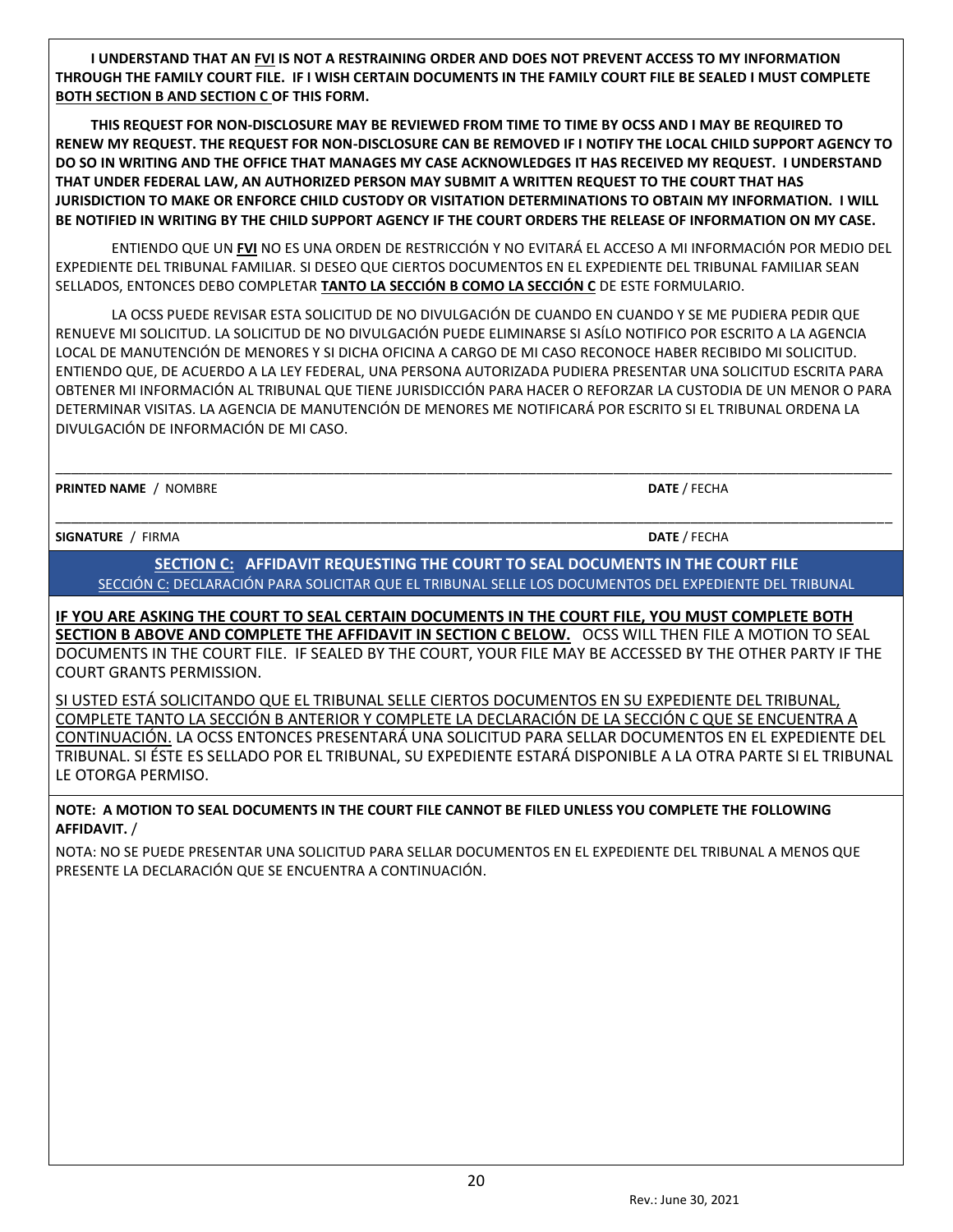**I UNDERSTAND THAT AN <u>FVI</u> IS NOT A RESTRAINING ORDER AND DOES NOT PREVENT ACCESS TO MY INFORMATION THROUGH THE FAMILY COURT FILE. IF I WISH CERTAIN DOCUMENTS IN THE FAMILY COURT FILE BE SEALED I MUST COMPLETE <u>BOTH SECTION B AND SECTION C</u> OF THIS FORM.**

**THIS REQUEST FOR NON-DISCLOSURE MAY BE REVIEWED FROM TIME TO TIME BY OCSS AND I MAY BE REQUIRED TO RENEW MY REQUEST. THE REQUEST FOR NON-DISCLOSURE CAN BE REMOVED IF I NOTIFY THE LOCAL CHILD SUPPORT AGENCY TO DO SO IN WRITING AND THE OFFICE THAT MANAGES MY CASE ACKNOWLEDGES IT HAS RECEIVED MY REQUEST. I UNDERSTAND THAT UNDER FEDERAL LAW, AN AUTHORIZED PERSON MAY SUBMIT A WRITTEN REQUEST TO THE COURT THAT HAS JURISDICTION TO MAKE OR ENFORCE CHILD CUSTODY OR VISITATION DETERMINATIONS TO OBTAIN MY INFORMATION. I WILL BE NOTIFIED IN WRITING BY THE CHILD SUPPORT AGENCY IF THE COURT ORDERS THE RELEASE OF INFORMATION ON MY CASE.**

ENTIENDO QUE UN **<u>FVI</u>** NO ES UNA ORDEN DE RESTRICCIÓN Y NO EVITARÁ EL ACCESO A MI INFORMACIÓN POR MEDIO DEL EXPEDIENTE DEL TRIBUNAL FAMILIAR. SI DESEO QUE CIERTOS DOCUMENTOS EN EL EXPEDIENTE DEL TRIBUNAL FAMILIAR SEAN SELLADOS, ENTONCES DEBO COMPLETAR **<u>TANTO LA SECCIÓN B COMO LA SECCIÓN C</u>** DE ESTE FORMULARIO.

LA OCSS PUEDE REVISAR ESTA SOLICITUD DE NO DIVULGACIÓN DE CUANDO EN CUANDO Y SE ME PUDIERA PEDIR QUE RENUEVE MI SOLICITUD. LA SOLICITUD DE NO DIVULGACIÓN PUEDE ELIMINARSE SI ASÍLO NOTIFICO POR ESCRITO A LA AGENCIA LOCAL DE MANUTENCIÓN DE MENORES Y SI DICHA OFICINA A CARGO DE MI CASO RECONOCE HABER RECIBIDO MI SOLICITUD. ENTIENDO QUE, DE ACUERDO A LA LEY FEDERAL, UNA PERSONA AUTORIZADA PUDIERA PRESENTAR UNA SOLICITUD ESCRITA PARA OBTENER MI INFORMACIÓN AL TRIBUNAL QUE TIENE JURISDICCIÓN PARA HACER O REFORZAR LA CUSTODIA DE UN MENOR O PARA DETERMINAR VISITAS. LA AGENCIA DE MANUTENCIÓN DE MENORES ME NOTIFICARÁ POR ESCRITO SI EL TRIBUNAL ORDENA LA DIVULGACIÓN DE INFORMACIÓN DE MI CASO.

________________________________________________________________________________

**PRINTED NAME** / NOMBRE **DATE** / FECHA

________________________________________________________________________________

**SIGNATURE** / FIRMA **DATE** / FECHA

## <u>SECTION C:</u> AFFIDAVIT REQUESTING THE COURT TO SEAL DOCUMENTS IN THE COURT FILE

<u>SECCIÓN C:</u> DECLARACIÓN PARA SOLICITAR QUE EL TRIBUNAL SELLE LOS DOCUMENTOS DEL EXPEDIENTE DEL TRIBUNAL

**<u>IF YOU ARE ASKING THE COURT TO SEAL CERTAIN DOCUMENTS IN THE COURT FILE, YOU MUST COMPLETE BOTH SECTION B ABOVE AND COMPLETE THE AFFIDAVIT IN SECTION C BELOW.</u>** OCSS WILL THEN FILE A MOTION TO SEAL DOCUMENTS IN THE COURT FILE. IF SEALED BY THE COURT, YOUR FILE MAY BE ACCESSED BY THE OTHER PARTY IF THE COURT GRANTS PERMISSION.

<u>SI USTED ESTÁ SOLICITANDO QUE EL TRIBUNAL SELLE CIERTOS DOCUMENTOS EN SU EXPEDIENTE DEL TRIBUNAL, COMPLETE TANTO LA SECCIÓN B ANTERIOR Y COMPLETE LA DECLARACIÓN DE LA SECCIÓN C QUE SE ENCUENTRA A CONTINUACIÓN.</u> LA OCSS ENTONCES PRESENTARÁ UNA SOLICITUD PARA SELLAR DOCUMENTOS EN EL EXPEDIENTE DEL TRIBUNAL. SI ÉSTE ES SELLADO POR EL TRIBUNAL, SU EXPEDIENTE ESTARÁ DISPONIBLE A LA OTRA PARTE SI EL TRIBUNAL LE OTORGA PERMISO.

**NOTE: A MOTION TO SEAL DOCUMENTS IN THE COURT FILE CANNOT BE FILED UNLESS YOU COMPLETE THE FOLLOWING AFFIDAVIT.** /

NOTA: NO SE PUEDE PRESENTAR UNA SOLICITUD PARA SELLAR DOCUMENTOS EN EL EXPEDIENTE DEL TRIBUNAL A MENOS QUE PRESENTE LA DECLARACIÓN QUE SE ENCUENTRA A CONTINUACIÓN.

Rev.: June 30, 2021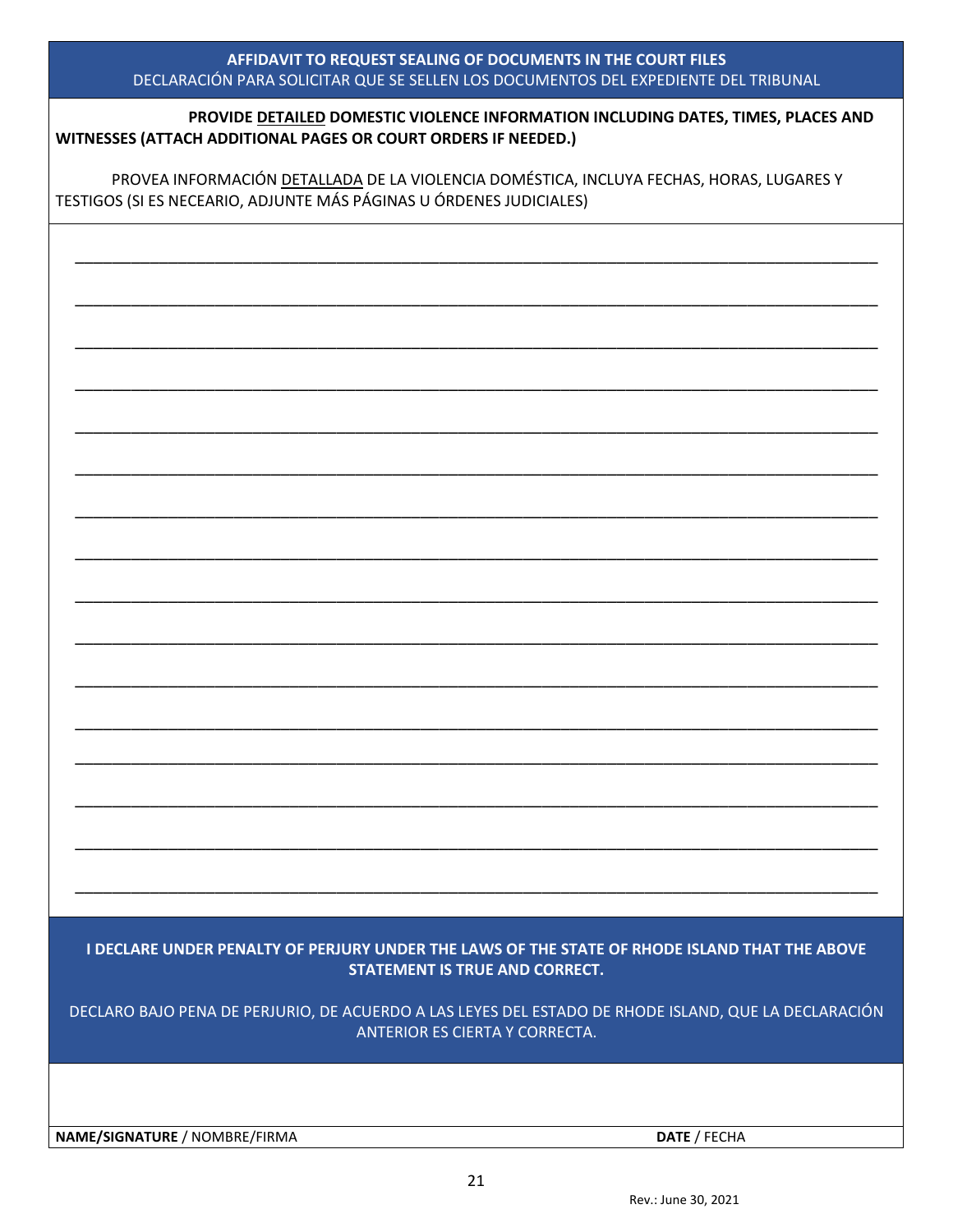**AFFIDAVIT TO REQUEST SEALING OF DOCUMENTS IN THE COURT FILES**
DECLARACIÓN PARA SOLICITAR QUE SE SELLEN LOS DOCUMENTOS DEL EXPEDIENTE DEL TRIBUNAL

**PROVIDE DETAILED DOMESTIC VIOLENCE INFORMATION INCLUDING DATES, TIMES, PLACES AND WITNESSES (ATTACH ADDITIONAL PAGES OR COURT ORDERS IF NEEDED.)**

PROVEA INFORMACIÓN DETALLADA DE LA VIOLENCIA DOMÉSTICA, INCLUYA FECHAS, HORAS, LUGARES Y TESTIGOS (SI ES NECEARIO, ADJUNTE MÁS PÁGINAS U ÓRDENES JUDICIALES)

______________________________________________________________________________

______________________________________________________________________________

______________________________________________________________________________

______________________________________________________________________________

______________________________________________________________________________

______________________________________________________________________________

______________________________________________________________________________

______________________________________________________________________________

______________________________________________________________________________

______________________________________________________________________________

______________________________________________________________________________

______________________________________________________________________________

______________________________________________________________________________

______________________________________________________________________________

______________________________________________________________________________

______________________________________________________________________________

**I DECLARE UNDER PENALTY OF PERJURY UNDER THE LAWS OF THE STATE OF RHODE ISLAND THAT THE ABOVE STATEMENT IS TRUE AND CORRECT.**

DECLARO BAJO PENA DE PERJURIO, DE ACUERDO A LAS LEYES DEL ESTADO DE RHODE ISLAND, QUE LA DECLARACIÓN ANTERIOR ES CIERTA Y CORRECTA.

**NAME/SIGNATURE** / NOMBRE/FIRMA **DATE** / FECHA

Rev.: June 30, 2021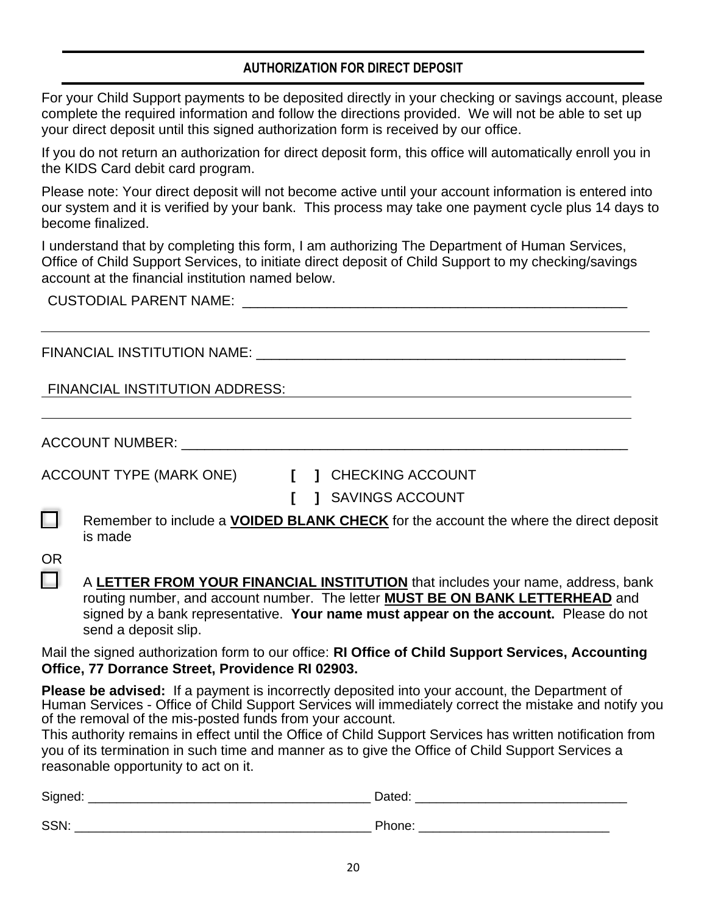## AUTHORIZATION FOR DIRECT DEPOSIT

For your Child Support payments to be deposited directly in your checking or savings account, please complete the required information and follow the directions provided. We will not be able to set up your direct deposit until this signed authorization form is received by our office.

If you do not return an authorization for direct deposit form, this office will automatically enroll you in the KIDS Card debit card program.

Please note: Your direct deposit will not become active until your account information is entered into our system and it is verified by your bank. This process may take one payment cycle plus 14 days to become finalized.

I understand that by completing this form, I am authorizing The Department of Human Services, Office of Child Support Services, to initiate direct deposit of Child Support to my checking/savings account at the financial institution named below.

CUSTODIAL PARENT NAME: ___________________________________________________

FINANCIAL INSTITUTION NAME: ________________________________________________

FINANCIAL INSTITUTION ADDRESS: ____________________________________________

ACCOUNT NUMBER: _________________________________________________________

ACCOUNT TYPE (MARK ONE) **[ ]** CHECKING ACCOUNT

**[ ]** SAVINGS ACCOUNT

☐ Remember to include a **VOIDED BLANK CHECK** for the account the where the direct deposit is made

OR

☐ A **LETTER FROM YOUR FINANCIAL INSTITUTION** that includes your name, address, bank routing number, and account number. The letter **MUST BE ON BANK LETTERHEAD** and signed by a bank representative. **Your name must appear on the account.** Please do not send a deposit slip.

Mail the signed authorization form to our office: **RI Office of Child Support Services, Accounting Office, 77 Dorrance Street, Providence RI 02903.**

**Please be advised:** If a payment is incorrectly deposited into your account, the Department of Human Services - Office of Child Support Services will immediately correct the mistake and notify you of the removal of the mis-posted funds from your account.

This authority remains in effect until the Office of Child Support Services has written notification from you of its termination in such time and manner as to give the Office of Child Support Services a reasonable opportunity to act on it.

Signed: ________________________________________ Dated: _____________________________

SSN: ___________________________________________ Phone: ___________________________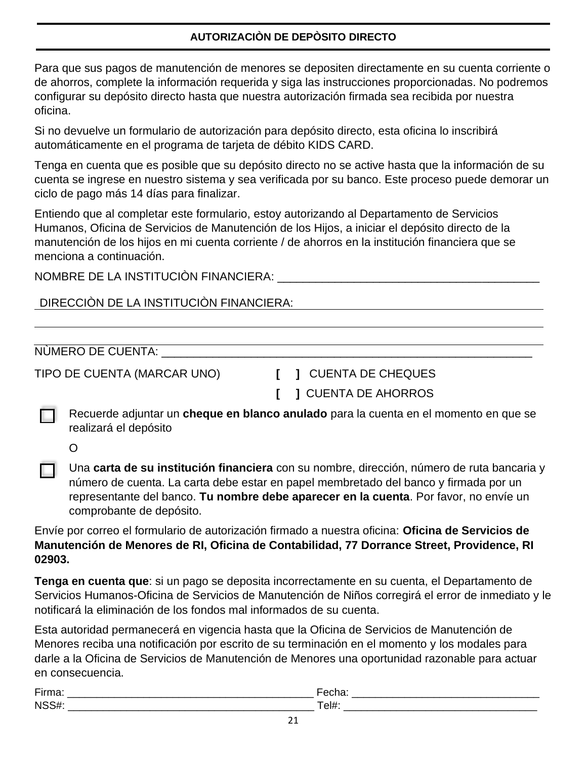## AUTORIZACIÒN DE DEPÒSITO DIRECTO

Para que sus pagos de manutención de menores se depositen directamente en su cuenta corriente o de ahorros, complete la información requerida y siga las instrucciones proporcionadas. No podremos configurar su depósito directo hasta que nuestra autorización firmada sea recibida por nuestra oficina.

Si no devuelve un formulario de autorización para depósito directo, esta oficina lo inscribirá automáticamente en el programa de tarjeta de débito KIDS CARD.

Tenga en cuenta que es posible que su depósito directo no se active hasta que la información de su cuenta se ingrese en nuestro sistema y sea verificada por su banco. Este proceso puede demorar un ciclo de pago más 14 días para finalizar.

Entiendo que al completar este formulario, estoy autorizando al Departamento de Servicios Humanos, Oficina de Servicios de Manutención de los Hijos, a iniciar el depósito directo de la manutención de los hijos en mi cuenta corriente / de ahorros en la institución financiera que se menciona a continuación.

NOMBRE DE LA INSTITUCIÒN FINANCIERA: ________________________________________

DIRECCIÒN DE LA INSTITUCIÒN FINANCIERA: ________________________________________

________________________________________________________________________

________________________________________________________________________

NÙMERO DE CUENTA: ________________________________________________________

TIPO DE CUENTA (MARCAR UNO) **[ ]** CUENTA DE CHEQUES

**[ ]** CUENTA DE AHORROS

☐ Recuerde adjuntar un **cheque en blanco anulado** para la cuenta en el momento en que se realizará el depósito

O

☐ Una **carta de su institución financiera** con su nombre, dirección, número de ruta bancaria y número de cuenta. La carta debe estar en papel membretado del banco y firmada por un representante del banco. **Tu nombre debe aparecer en la cuenta**. Por favor, no envíe un comprobante de depósito.

Envíe por correo el formulario de autorización firmado a nuestra oficina: **Oficina de Servicios de Manutención de Menores de RI, Oficina de Contabilidad, 77 Dorrance Street, Providence, RI 02903.**

**Tenga en cuenta que**: si un pago se deposita incorrectamente en su cuenta, el Departamento de Servicios Humanos-Oficina de Servicios de Manutención de Niños corregirá el error de inmediato y le notificará la eliminación de los fondos mal informados de su cuenta.

Esta autoridad permanecerá en vigencia hasta que la Oficina de Servicios de Manutención de Menores reciba una notificación por escrito de su terminación en el momento y los modales para darle a la Oficina de Servicios de Manutención de Menores una oportunidad razonable para actuar en consecuencia.

Firma: ________________________________________ Fecha: ______________________________

NSS#: ________________________________________ Tel#: ________________________________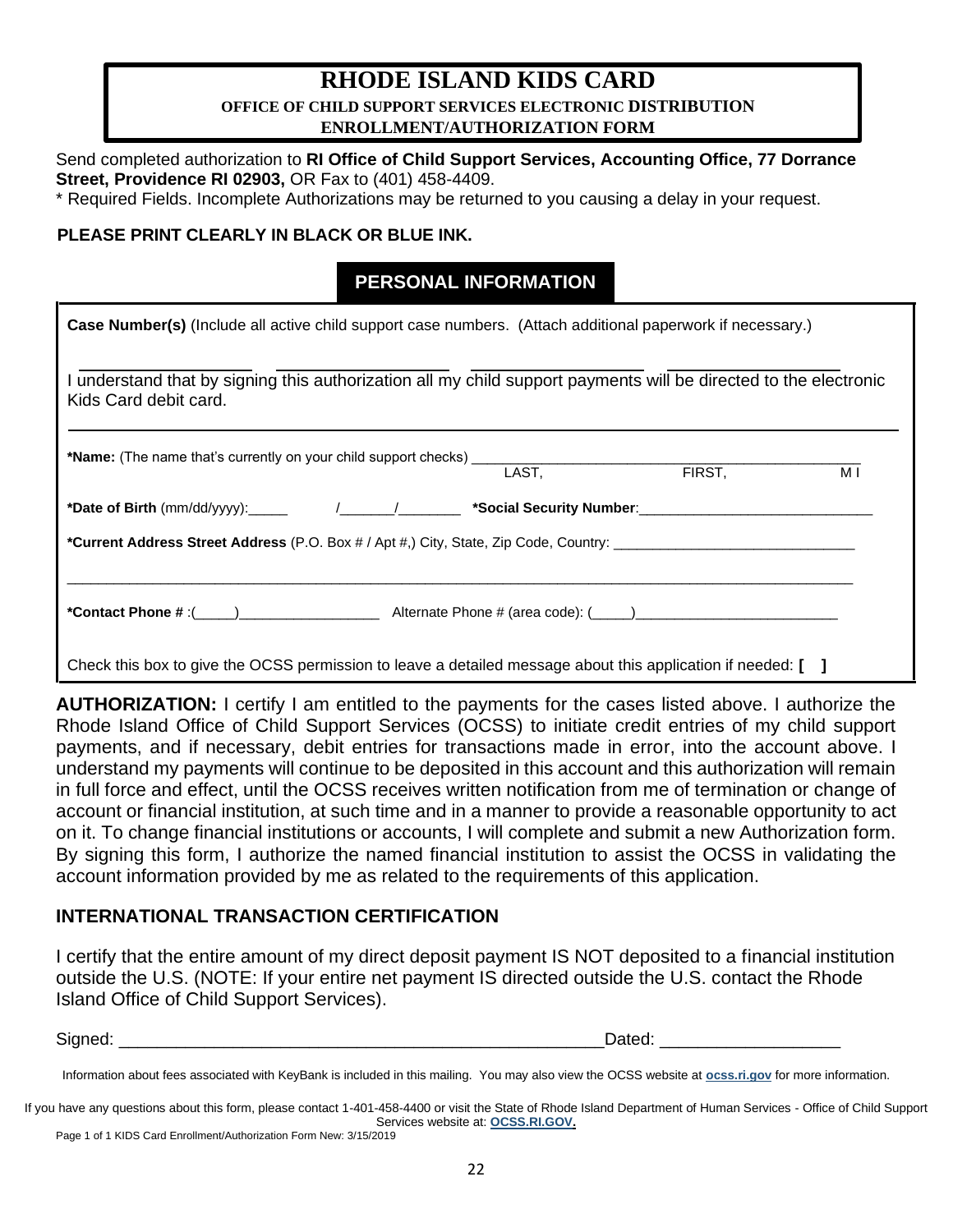# RHODE ISLAND KIDS CARD

**OFFICE OF CHILD SUPPORT SERVICES ELECTRONIC DISTRIBUTION ENROLLMENT/AUTHORIZATION FORM**

Send completed authorization to **RI Office of Child Support Services, Accounting Office, 77 Dorrance Street, Providence RI 02903,** OR Fax to (401) 458-4409.

* Required Fields. Incomplete Authorizations may be returned to you causing a delay in your request.

**PLEASE PRINT CLEARLY IN BLACK OR BLUE INK.**

## PERSONAL INFORMATION

**Case Number(s)** (Include all active child support case numbers. (Attach additional paperwork if necessary.)

__________________ __________________ __________________ __________________

I understand that by signing this authorization all my child support payments will be directed to the electronic Kids Card debit card.

**\*Name:** (The name that's currently on your child support checks) ______________________________________________
LAST, FIRST, M I

**\*Date of Birth** (mm/dd/yyyy):_____ /_______/________ **\*Social Security Number**:_____________________________

**\*Current Address Street Address** (P.O. Box # / Apt #,) City, State, Zip Code, Country: _______________________________

_____________________________________________________________________________________________________

**\*Contact Phone #** :(_____)__________________ Alternate Phone # (area code): (_____)__________________________

Check this box to give the OCSS permission to leave a detailed message about this application if needed: **[ ]**

**AUTHORIZATION:** I certify I am entitled to the payments for the cases listed above. I authorize the Rhode Island Office of Child Support Services (OCSS) to initiate credit entries of my child support payments, and if necessary, debit entries for transactions made in error, into the account above. I understand my payments will continue to be deposited in this account and this authorization will remain in full force and effect, until the OCSS receives written notification from me of termination or change of account or financial institution, at such time and in a manner to provide a reasonable opportunity to act on it. To change financial institutions or accounts, I will complete and submit a new Authorization form. By signing this form, I authorize the named financial institution to assist the OCSS in validating the account information provided by me as related to the requirements of this application.

## INTERNATIONAL TRANSACTION CERTIFICATION

I certify that the entire amount of my direct deposit payment IS NOT deposited to a financial institution outside the U.S. (NOTE: If your entire net payment IS directed outside the U.S. contact the Rhode Island Office of Child Support Services).

Signed: _____________________________________________________Dated: ___________________

Information about fees associated with KeyBank is included in this mailing. You may also view the OCSS website at **ocss.ri.gov** for more information.

If you have any questions about this form, please contact 1-401-458-4400 or visit the State of Rhode Island Department of Human Services - Office of Child Support Services website at: **OCSS.RI.GOV.**

Page 1 of 1 KIDS Card Enrollment/Authorization Form New: 3/15/2019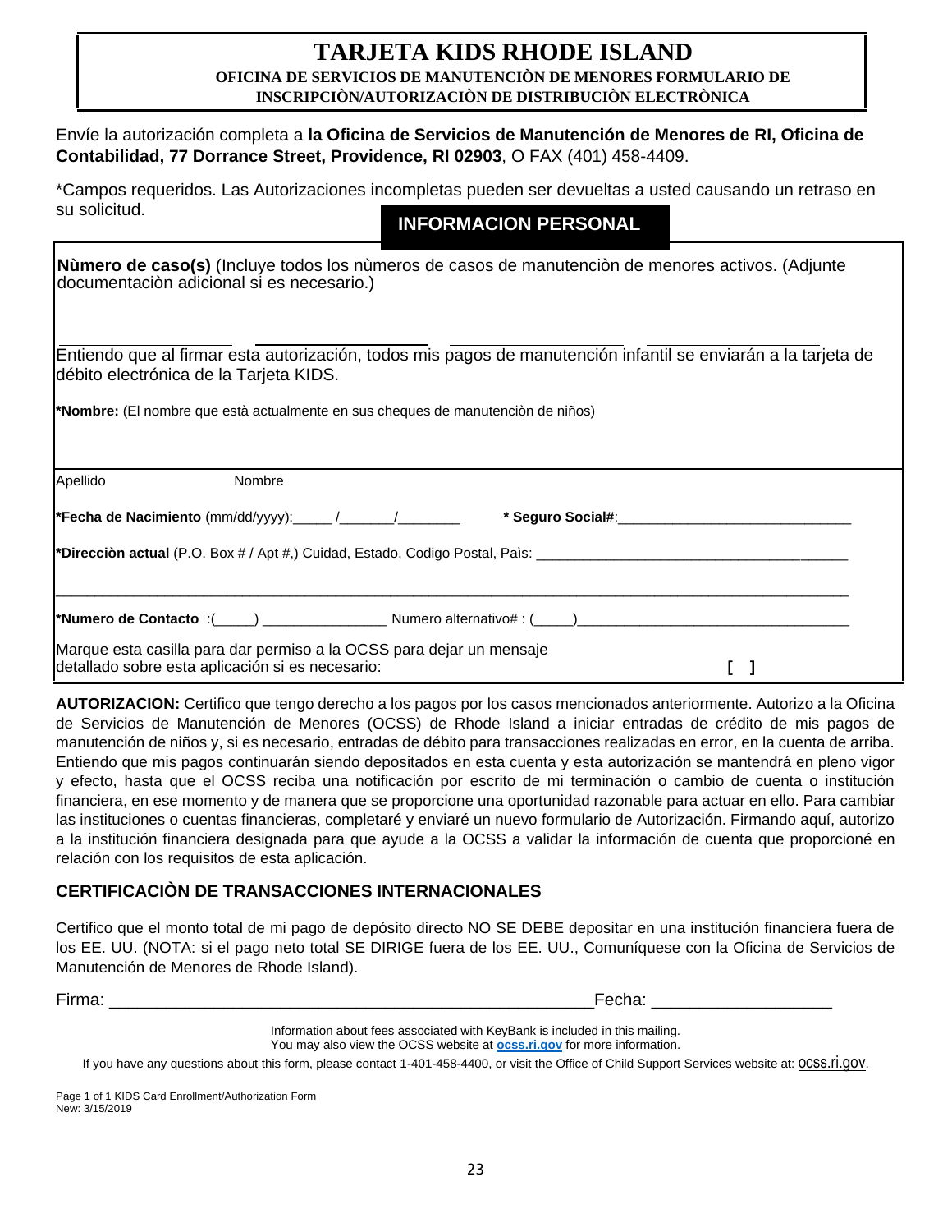# TARJETA KIDS RHODE ISLAND

**OFICINA DE SERVICIOS DE MANUTENCIÒN DE MENORES FORMULARIO DE INSCRIPCIÒN/AUTORIZACIÒN DE DISTRIBUCIÒN ELECTRÒNICA**

Envíe la autorización completa a **la Oficina de Servicios de Manutención de Menores de RI, Oficina de Contabilidad, 77 Dorrance Street, Providence, RI 02903**, O FAX (401) 458-4409.

*Campos requeridos. Las Autorizaciones incompletas pueden ser devueltas a usted causando un retraso en su solicitud.

## INFORMACION PERSONAL

**Nùmero de caso(s)** (Incluye todos los nùmeros de casos de manutenciòn de menores activos. (Adjunte documentaciòn adicional si es necesario.)

_________________ _________________ _________________ _________________

Entiendo que al firmar esta autorización, todos mis pagos de manutención infantil se enviarán a la tarjeta de débito electrónica de la Tarjeta KIDS.

***Nombre:** (El nombre que està actualmente en sus cheques de manutenciòn de niños)

Apellido Nombre

***Fecha de Nacimiento** (mm/dd/yyyy):_____ /_______/________ **\* Seguro Social#**:____________________________

***Direcciòn actual** (P.O. Box # / Apt #,) Cuidad, Estado, Codigo Postal, Paìs: ______________________________________

_____________________________________________________________________________________________

***Numero de Contacto** :(_____) ________________ Numero alternativo# : (_____)___________________________________

Marque esta casilla para dar permiso a la OCSS para dejar un mensaje detallado sobre esta aplicación si es necesario: **[ ]**

**AUTORIZACION:** Certifico que tengo derecho a los pagos por los casos mencionados anteriormente. Autorizo a la Oficina de Servicios de Manutención de Menores (OCSS) de Rhode Island a iniciar entradas de crédito de mis pagos de manutención de niños y, si es necesario, entradas de débito para transacciones realizadas en error, en la cuenta de arriba. Entiendo que mis pagos continuarán siendo depositados en esta cuenta y esta autorización se mantendrá en pleno vigor y efecto, hasta que el OCSS reciba una notificación por escrito de mi terminación o cambio de cuenta o institución financiera, en ese momento y de manera que se proporcione una oportunidad razonable para actuar en ello. Para cambiar las instituciones o cuentas financieras, completaré y enviaré un nuevo formulario de Autorización. Firmando aquí, autorizo a la institución financiera designada para que ayude a la OCSS a validar la información de cuenta que proporcioné en relación con los requisitos de esta aplicación.

## CERTIFICACIÒN DE TRANSACCIONES INTERNACIONALES

Certifico que el monto total de mi pago de depósito directo NO SE DEBE depositar en una institución financiera fuera de los EE. UU. (NOTA: si el pago neto total SE DIRIGE fuera de los EE. UU., Comuníquese con la Oficina de Servicios de Manutención de Menores de Rhode Island).

Firma: ____________________________________________________Fecha: __________________

Information about fees associated with KeyBank is included in this mailing.
You may also view the OCSS website at **ocss.ri.gov** for more information.

If you have any questions about this form, please contact 1-401-458-4400, or visit the Office of Child Support Services website at: ocss.ri.gov.

Page 1 of 1 KIDS Card Enrollment/Authorization Form
New: 3/15/2019